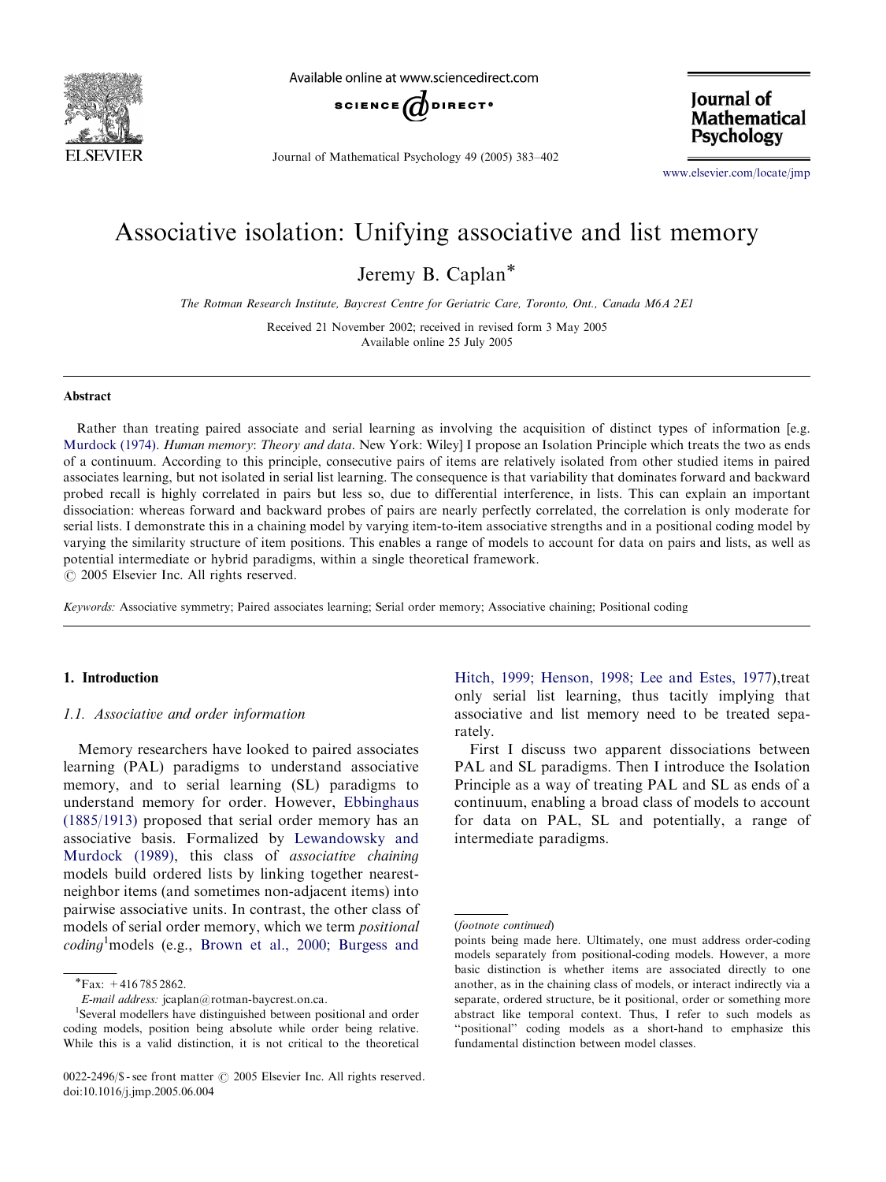# Associative isolation: Unifying associative and list memory

Jeremy B. Caplan*

*The Rotman Research Institute, Baycrest Centre for Geriatric Care, Toronto, Ont., Canada M6A 2E1*

Received 21 November 2002; received in revised form 3 May 2005
Available online 25 July 2005

## Abstract

Rather than treating paired associate and serial learning as involving the acquisition of distinct types of information [e.g. Murdock (1974). *Human memory*: *Theory and data*. New York: Wiley] I propose an Isolation Principle which treats the two as ends of a continuum. According to this principle, consecutive pairs of items are relatively isolated from other studied items in paired associates learning, but not isolated in serial list learning. The consequence is that variability that dominates forward and backward probed recall is highly correlated in pairs but less so, due to differential interference, in lists. This can explain an important dissociation: whereas forward and backward probes of pairs are nearly perfectly correlated, the correlation is only moderate for serial lists. I demonstrate this in a chaining model by varying item-to-item associative strengths and in a positional coding model by varying the similarity structure of item positions. This enables a range of models to account for data on pairs and lists, as well as potential intermediate or hybrid paradigms, within a single theoretical framework.
© 2005 Elsevier Inc. All rights reserved.

*Keywords:* Associative symmetry; Paired associates learning; Serial order memory; Associative chaining; Positional coding

## 1. Introduction

### 1.1. Associative and order information

Memory researchers have looked to paired associates learning (PAL) paradigms to understand associative memory, and to serial learning (SL) paradigms to understand memory for order. However, Ebbinghaus (1885/1913) proposed that serial order memory has an associative basis. Formalized by Lewandowsky and Murdock (1989), this class of *associative chaining* models build ordered lists by linking together nearest-neighbor items (and sometimes non-adjacent items) into pairwise associative units. In contrast, the other class of models of serial order memory, which we term *positional coding*[1] models (e.g., Brown et al., 2000; Burgess and Hitch, 1999; Henson, 1998; Lee and Estes, 1977), treat only serial list learning, thus tacitly implying that associative and list memory need to be treated separately.

First I discuss two apparent dissociations between PAL and SL paradigms. Then I introduce the Isolation Principle as a way of treating PAL and SL as ends of a continuum, enabling a broad class of models to account for data on PAL, SL and potentially, a range of intermediate paradigms.

---

*Fax: +416 785 2862.
*E-mail address:* jcaplan@rotman-baycrest.on.ca.

[1] Several modellers have distinguished between positional and order coding models, position being absolute while order being relative. While this is a valid distinction, it is not critical to the theoretical points being made here. Ultimately, one must address order-coding models separately from positional-coding models. However, a more basic distinction is whether items are associated directly to one another, as in the chaining class of models, or interact indirectly via a separate, ordered structure, be it positional, order or something more abstract like temporal context. Thus, I refer to such models as "positional" coding models as a short-hand to emphasize this fundamental distinction between model classes.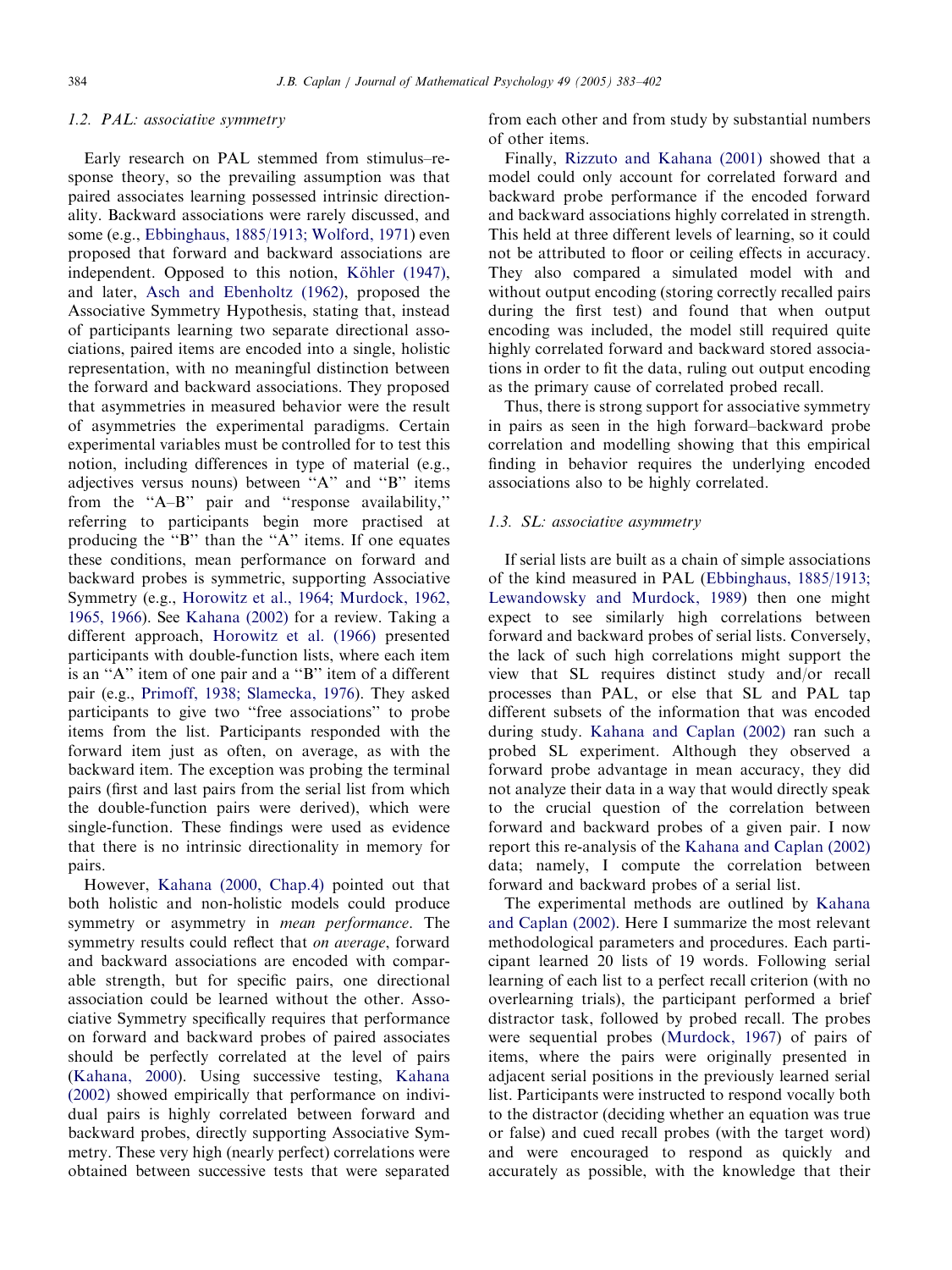### 1.2. PAL: associative symmetry

Early research on PAL stemmed from stimulus–response theory, so the prevailing assumption was that paired associates learning possessed intrinsic directionality. Backward associations were rarely discussed, and some (e.g., Ebbinghaus, 1885/1913; Wolford, 1971) even proposed that forward and backward associations are independent. Opposed to this notion, Köhler (1947), and later, Asch and Ebenholtz (1962), proposed the Associative Symmetry Hypothesis, stating that, instead of participants learning two separate directional associations, paired items are encoded into a single, holistic representation, with no meaningful distinction between the forward and backward associations. They proposed that asymmetries in measured behavior were the result of asymmetries the experimental paradigms. Certain experimental variables must be controlled for to test this notion, including differences in type of material (e.g., adjectives versus nouns) between "A" and "B" items from the "A–B" pair and "response availability," referring to participants begin more practised at producing the "B" than the "A" items. If one equates these conditions, mean performance on forward and backward probes is symmetric, supporting Associative Symmetry (e.g., Horowitz et al., 1964; Murdock, 1962, 1965, 1966). See Kahana (2002) for a review. Taking a different approach, Horowitz et al. (1966) presented participants with double-function lists, where each item is an "A" item of one pair and a "B" item of a different pair (e.g., Primoff, 1938; Slamecka, 1976). They asked participants to give two "free associations" to probe items from the list. Participants responded with the forward item just as often, on average, as with the backward item. The exception was probing the terminal pairs (first and last pairs from the serial list from which the double-function pairs were derived), which were single-function. These findings were used as evidence that there is no intrinsic directionality in memory for pairs.

However, Kahana (2000, Chap.4) pointed out that both holistic and non-holistic models could produce symmetry or asymmetry in *mean performance*. The symmetry results could reflect that *on average*, forward and backward associations are encoded with comparable strength, but for specific pairs, one directional association could be learned without the other. Associative Symmetry specifically requires that performance on forward and backward probes of paired associates should be perfectly correlated at the level of pairs (Kahana, 2000). Using successive testing, Kahana (2002) showed empirically that performance on individual pairs is highly correlated between forward and backward probes, directly supporting Associative Symmetry. These very high (nearly perfect) correlations were obtained between successive tests that were separated from each other and from study by substantial numbers of other items.

Finally, Rizzuto and Kahana (2001) showed that a model could only account for correlated forward and backward probe performance if the encoded forward and backward associations highly correlated in strength. This held at three different levels of learning, so it could not be attributed to floor or ceiling effects in accuracy. They also compared a simulated model with and without output encoding (storing correctly recalled pairs during the first test) and found that when output encoding was included, the model still required quite highly correlated forward and backward stored associations in order to fit the data, ruling out output encoding as the primary cause of correlated probed recall.

Thus, there is strong support for associative symmetry in pairs as seen in the high forward–backward probe correlation and modelling showing that this empirical finding in behavior requires the underlying encoded associations also to be highly correlated.

### 1.3. SL: associative asymmetry

If serial lists are built as a chain of simple associations of the kind measured in PAL (Ebbinghaus, 1885/1913; Lewandowsky and Murdock, 1989) then one might expect to see similarly high correlations between forward and backward probes of serial lists. Conversely, the lack of such high correlations might support the view that SL requires distinct study and/or recall processes than PAL, or else that SL and PAL tap different subsets of the information that was encoded during study. Kahana and Caplan (2002) ran such a probed SL experiment. Although they observed a forward probe advantage in mean accuracy, they did not analyze their data in a way that would directly speak to the crucial question of the correlation between forward and backward probes of a given pair. I now report this re-analysis of the Kahana and Caplan (2002) data; namely, I compute the correlation between forward and backward probes of a serial list.

The experimental methods are outlined by Kahana and Caplan (2002). Here I summarize the most relevant methodological parameters and procedures. Each participant learned 20 lists of 19 words. Following serial learning of each list to a perfect recall criterion (with no overlearning trials), the participant performed a brief distractor task, followed by probed recall. The probes were sequential probes (Murdock, 1967) of pairs of items, where the pairs were originally presented in adjacent serial positions in the previously learned serial list. Participants were instructed to respond vocally both to the distractor (deciding whether an equation was true or false) and cued recall probes (with the target word) and were encouraged to respond as quickly and accurately as possible, with the knowledge that their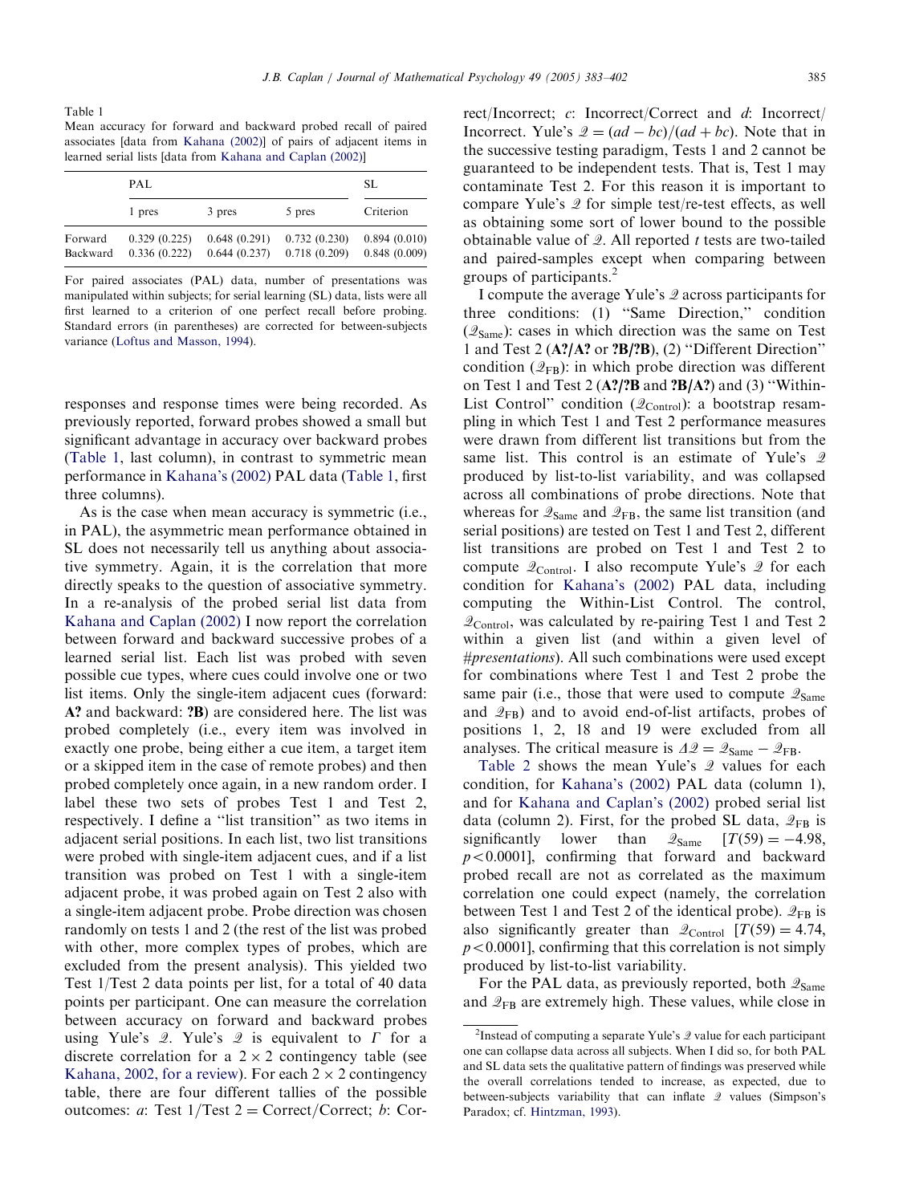Table 1
Mean accuracy for forward and backward probed recall of paired associates [data from Kahana (2002)] of pairs of adjacent items in learned serial lists [data from Kahana and Caplan (2002)]

| | PAL | | | SL |
|---|---|---|---|---|
| | 1 pres | 3 pres | 5 pres | Criterion |
| Forward | 0.329 (0.225) | 0.648 (0.291) | 0.732 (0.230) | 0.894 (0.010) |
| Backward | 0.336 (0.222) | 0.644 (0.237) | 0.718 (0.209) | 0.848 (0.009) |

For paired associates (PAL) data, number of presentations was manipulated within subjects; for serial learning (SL) data, lists were all first learned to a criterion of one perfect recall before probing. Standard errors (in parentheses) are corrected for between-subjects variance (Loftus and Masson, 1994).

responses and response times were being recorded. As previously reported, forward probes showed a small but significant advantage in accuracy over backward probes (Table 1, last column), in contrast to symmetric mean performance in Kahana's (2002) PAL data (Table 1, first three columns).

As is the case when mean accuracy is symmetric (i.e., in PAL), the asymmetric mean performance obtained in SL does not necessarily tell us anything about associative symmetry. Again, it is the correlation that more directly speaks to the question of associative symmetry. In a re-analysis of the probed serial list data from Kahana and Caplan (2002) I now report the correlation between forward and backward successive probes of a learned serial list. Each list was probed with seven possible cue types, where cues could involve one or two list items. Only the single-item adjacent cues (forward: **A?** and backward: **?B**) are considered here. The list was probed completely (i.e., every item was involved in exactly one probe, being either a cue item, a target item or a skipped item in the case of remote probes) and then probed completely once again, in a new random order. I label these two sets of probes Test 1 and Test 2, respectively. I define a "list transition" as two items in adjacent serial positions. In each list, two list transitions were probed with single-item adjacent cues, and if a list transition was probed on Test 1 with a single-item adjacent probe, it was probed again on Test 2 also with a single-item adjacent probe. Probe direction was chosen randomly on tests 1 and 2 (the rest of the list was probed with other, more complex types of probes, which are excluded from the present analysis). This yielded two Test 1/Test 2 data points per list, for a total of 40 data points per participant. One can measure the correlation between accuracy on forward and backward probes using Yule's $\mathcal{Q}$. Yule's $\mathcal{Q}$ is equivalent to $\Gamma$ for a discrete correlation for a $2 \times 2$ contingency table (see Kahana, 2002, for a review). For each $2 \times 2$ contingency table, there are four different tallies of the possible outcomes: $a$: Test 1/Test 2 = Correct/Correct; $b$: Correct/Incorrect; $c$: Incorrect/Correct and $d$: Incorrect/Incorrect. Yule's $\mathcal{Q} = (ad - bc)/(ad + bc)$. Note that in the successive testing paradigm, Tests 1 and 2 cannot be guaranteed to be independent tests. That is, Test 1 may contaminate Test 2. For this reason it is important to compare Yule's $\mathcal{Q}$ for simple test/re-test effects, as well as obtaining some sort of lower bound to the possible obtainable value of $\mathcal{Q}$. All reported $t$ tests are two-tailed and paired-samples except when comparing between groups of participants.[2]

I compute the average Yule's $\mathcal{Q}$ across participants for three conditions: (1) "Same Direction," condition ($\mathcal{Q}_{\text{Same}}$): cases in which direction was the same on Test 1 and Test 2 (**A?/A?** or **?B/?B**), (2) "Different Direction" condition ($\mathcal{Q}_{\text{FB}}$): in which probe direction was different on Test 1 and Test 2 (**A?/?B** and **?B/A?**) and (3) "Within-List Control" condition ($\mathcal{Q}_{\text{Control}}$): a bootstrap resampling in which Test 1 and Test 2 performance measures were drawn from different list transitions but from the same list. This control is an estimate of Yule's $\mathcal{Q}$ produced by list-to-list variability, and was collapsed across all combinations of probe directions. Note that whereas for $\mathcal{Q}_{\text{Same}}$ and $\mathcal{Q}_{\text{FB}}$, the same list transition (and serial positions) are tested on Test 1 and Test 2, different list transitions are probed on Test 1 and Test 2 to compute $\mathcal{Q}_{\text{Control}}$. I also recompute Yule's $\mathcal{Q}$ for each condition for Kahana's (2002) PAL data, including computing the Within-List Control. The control, $\mathcal{Q}_{\text{Control}}$, was calculated by re-pairing Test 1 and Test 2 within a given list (and within a given level of *#presentations*). All such combinations were used except for combinations where Test 1 and Test 2 probe the same pair (i.e., those that were used to compute $\mathcal{Q}_{\text{Same}}$ and $\mathcal{Q}_{\text{FB}}$) and to avoid end-of-list artifacts, probes of positions 1, 2, 18 and 19 were excluded from all analyses. The critical measure is $\Delta\mathcal{Q} = \mathcal{Q}_{\text{Same}} - \mathcal{Q}_{\text{FB}}$.

Table 2 shows the mean Yule's $\mathcal{Q}$ values for each condition, for Kahana's (2002) PAL data (column 1), and for Kahana and Caplan's (2002) probed serial list data (column 2). First, for the probed SL data, $\mathcal{Q}_{\text{FB}}$ is significantly lower than $\mathcal{Q}_{\text{Same}}$ [$T(59) = -4.98$, $p < 0.0001$], confirming that forward and backward probed recall are not as correlated as the maximum correlation one could expect (namely, the correlation between Test 1 and Test 2 of the identical probe). $\mathcal{Q}_{\text{FB}}$ is also significantly greater than $\mathcal{Q}_{\text{Control}}$ [$T(59) = 4.74$, $p < 0.0001$], confirming that this correlation is not simply produced by list-to-list variability.

For the PAL data, as previously reported, both $\mathcal{Q}_{\text{Same}}$ and $\mathcal{Q}_{\text{FB}}$ are extremely high. These values, while close in

[2] Instead of computing a separate Yule's $\mathcal{Q}$ value for each participant one can collapse data across all subjects. When I did so, for both PAL and SL data sets the qualitative pattern of findings was preserved while the overall correlations tended to increase, as expected, due to between-subjects variability that can inflate $\mathcal{Q}$ values (Simpson's Paradox; cf. Hintzman, 1993).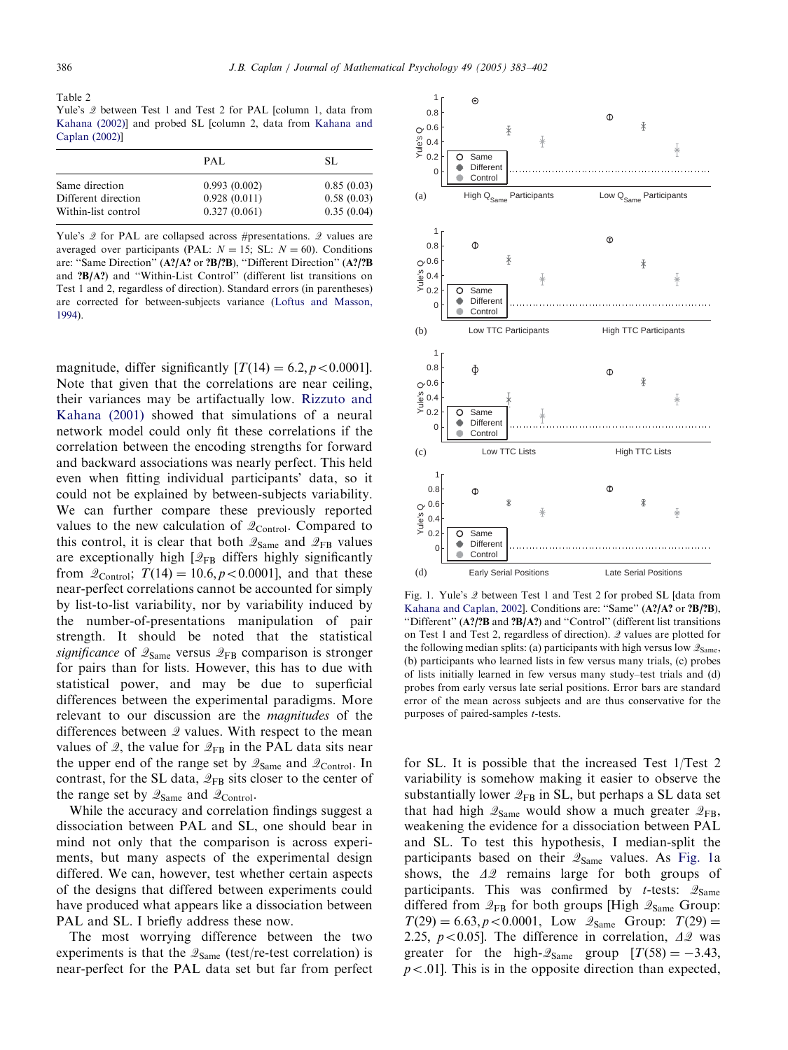Table 2
Yule's $\mathcal{Q}$ between Test 1 and Test 2 for PAL [column 1, data from Kahana (2002)] and probed SL [column 2, data from Kahana and Caplan (2002)]

| | PAL | SL |
|---|---|---|
| Same direction | 0.993 (0.002) | 0.85 (0.03) |
| Different direction | 0.928 (0.011) | 0.58 (0.03) |
| Within-list control | 0.327 (0.061) | 0.35 (0.04) |

Yule's $\mathcal{Q}$ for PAL are collapsed across #presentations. $\mathcal{Q}$ values are averaged over participants (PAL: $N = 15$; SL: $N = 60$). Conditions are: "Same Direction" (**A?/A?** or **?B/?B**), "Different Direction" (**A?/?B** and **?B/A?**) and "Within-List Control" (different list transitions on Test 1 and 2, regardless of direction). Standard errors (in parentheses) are corrected for between-subjects variance (Loftus and Masson, 1994).

magnitude, differ significantly [$T(14) = 6.2, p < 0.0001$]. Note that given that the correlations are near ceiling, their variances may be artifactually low. Rizzuto and Kahana (2001) showed that simulations of a neural network model could only fit these correlations if the correlation between the encoding strengths for forward and backward associations was nearly perfect. This held even when fitting individual participants' data, so it could not be explained by between-subjects variability. We can further compare these previously reported values to the new calculation of $\mathcal{Q}_{\text{Control}}$. Compared to this control, it is clear that both $\mathcal{Q}_{\text{Same}}$ and $\mathcal{Q}_{\text{FB}}$ values are exceptionally high [$\mathcal{Q}_{\text{FB}}$ differs highly significantly from $\mathcal{Q}_{\text{Control}}$; $T(14) = 10.6, p < 0.0001$], and that these near-perfect correlations cannot be accounted for simply by list-to-list variability, nor by variability induced by the number-of-presentations manipulation of pair strength. It should be noted that the statistical *significance* of $\mathcal{Q}_{\text{Same}}$ versus $\mathcal{Q}_{\text{FB}}$ comparison is stronger for pairs than for lists. However, this has to due with statistical power, and may be due to superficial differences between the experimental paradigms. More relevant to our discussion are the *magnitudes* of the differences between $\mathcal{Q}$ values. With respect to the mean values of $\mathcal{Q}$, the value for $\mathcal{Q}_{\text{FB}}$ in the PAL data sits near the upper end of the range set by $\mathcal{Q}_{\text{Same}}$ and $\mathcal{Q}_{\text{Control}}$. In contrast, for the SL data, $\mathcal{Q}_{\text{FB}}$ sits closer to the center of the range set by $\mathcal{Q}_{\text{Same}}$ and $\mathcal{Q}_{\text{Control}}$.

While the accuracy and correlation findings suggest a dissociation between PAL and SL, one should bear in mind not only that the comparison is across experiments, but many aspects of the experimental design differed. We can, however, test whether certain aspects of the designs that differed between experiments could have produced what appears like a dissociation between PAL and SL. I briefly address these now.

The most worrying difference between the two experiments is that the $\mathcal{Q}_{\text{Same}}$ (test/re-test correlation) is near-perfect for the PAL data set but far from perfect

Fig. 1. Yule's $\mathcal{Q}$ between Test 1 and Test 2 for probed SL [data from Kahana and Caplan, 2002]. Conditions are: "Same" (**A?/A?** or **?B/?B**), "Different" (**A?/?B** and **?B/A?**) and "Control" (different list transitions on Test 1 and Test 2, regardless of direction). $\mathcal{Q}$ values are plotted for the following median splits: (a) participants with high versus low $\mathcal{Q}_{\text{Same}}$, (b) participants who learned lists in few versus many trials, (c) probes of lists initially learned in few versus many study–test trials and (d) probes from early versus late serial positions. Error bars are standard error of the mean across subjects and are thus conservative for the purposes of paired-samples $t$-tests.

for SL. It is possible that the increased Test 1/Test 2 variability is somehow making it easier to observe the substantially lower $\mathcal{Q}_{\text{FB}}$ in SL, but perhaps a SL data set that had high $\mathcal{Q}_{\text{Same}}$ would show a much greater $\mathcal{Q}_{\text{FB}}$, weakening the evidence for a dissociation between PAL and SL. To test this hypothesis, I median-split the participants based on their $\mathcal{Q}_{\text{Same}}$ values. As Fig. 1a shows, the $\Delta\mathcal{Q}$ remains large for both groups of participants. This was confirmed by $t$-tests: $\mathcal{Q}_{\text{Same}}$ differed from $\mathcal{Q}_{\text{FB}}$ for both groups [High $\mathcal{Q}_{\text{Same}}$ Group: $T(29) = 6.63, p < 0.0001$, Low $\mathcal{Q}_{\text{Same}}$ Group: $T(29) = 2.25$, $p < 0.05$]. The difference in correlation, $\Delta\mathcal{Q}$ was greater for the high-$\mathcal{Q}_{\text{Same}}$ group [$T(58) = -3.43$, $p < .01$]. This is in the opposite direction than expected,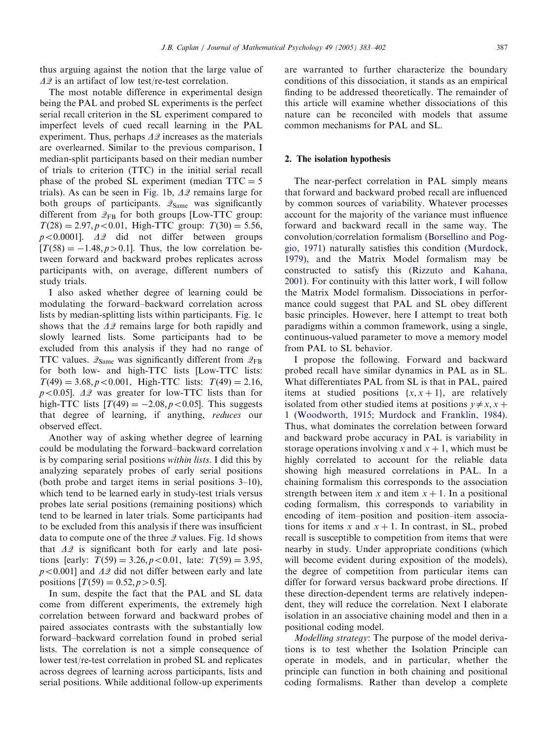thus arguing against the notion that the large value of $\Delta\mathcal{Q}$ is an artifact of low test/re-test correlation.

The most notable difference in experimental design being the PAL and probed SL experiments is the perfect serial recall criterion in the SL experiment compared to imperfect levels of cued recall learning in the PAL experiment. Thus, perhaps $\Delta\mathcal{Q}$ increases as the materials are overlearned. Similar to the previous comparison, I median-split participants based on their median number of trials to criterion (TTC) in the initial serial recall phase of the probed SL experiment (median TTC = 5 trials). As can be seen in Fig. 1b, $\Delta\mathcal{Q}$ remains large for both groups of participants. $\mathcal{Q}_{\text{Same}}$ was significantly different from $\mathcal{Q}_{\text{FB}}$ for both groups [Low-TTC group: $T(28) = 2.97, p < 0.01$, High-TTC group: $T(30) = 5.56$, $p < 0.0001$]. $\Delta\mathcal{Q}$ did not differ between groups [$T(58) = -1.48, p > 0.1$]. Thus, the low correlation between forward and backward probes replicates across participants with, on average, different numbers of study trials.

I also asked whether degree of learning could be modulating the forward–backward correlation across lists by median-splitting lists within participants. Fig. 1c shows that the $\Delta\mathcal{Q}$ remains large for both rapidly and slowly learned lists. Some participants had to be excluded from this analysis if they had no range of TTC values. $\mathcal{Q}_{\text{Same}}$ was significantly different from $\mathcal{Q}_{\text{FB}}$ for both low- and high-TTC lists [Low-TTC lists: $T(49) = 3.68, p < 0.001$, High-TTC lists: $T(49) = 2.16$, $p < 0.05$]. $\Delta\mathcal{Q}$ was greater for low-TTC lists than for high-TTC lists [$T(49) = -2.08, p < 0.05$]. This suggests that degree of learning, if anything, *reduces* our observed effect.

Another way of asking whether degree of learning could be modulating the forward–backward correlation is by comparing serial positions *within lists*. I did this by analyzing separately probes of early serial positions (both probe and target items in serial positions 3–10), which tend to be learned early in study-test trials versus probes late serial positions (remaining positions) which tend to be learned in later trials. Some participants had to be excluded from this analysis if there was insufficient data to compute one of the three $\mathcal{Q}$ values. Fig. 1d shows that $\Delta\mathcal{Q}$ is significant both for early and late positions [early: $T(59) = 3.26, p < 0.01$, late: $T(59) = 3.95$, $p < 0.001$] and $\Delta\mathcal{Q}$ did not differ between early and late positions [$T(59) = 0.52, p > 0.5$].

In sum, despite the fact that the PAL and SL data come from different experiments, the extremely high correlation between forward and backward probes of paired associates contrasts with the substantially low forward–backward correlation found in probed serial lists. The correlation is not a simple consequence of lower test/re-test correlation in probed SL and replicates across degrees of learning across participants, lists and serial positions. While additional follow-up experiments are warranted to further characterize the boundary conditions of this dissociation, it stands as an empirical finding to be addressed theoretically. The remainder of this article will examine whether dissociations of this nature can be reconciled with models that assume common mechanisms for PAL and SL.

## 2. The isolation hypothesis

The near-perfect correlation in PAL simply means that forward and backward probed recall are influenced by common sources of variability. Whatever processes account for the majority of the variance must influence forward and backward recall in the same way. The convolution/correlation formalism (Borsellino and Poggio, 1971) naturally satisfies this condition (Murdock, 1979), and the Matrix Model formalism may be constructed to satisfy this (Rizzuto and Kahana, 2001). For continuity with this latter work, I will follow the Matrix Model formalism. Dissociations in performance could suggest that PAL and SL obey different basic principles. However, here I attempt to treat both paradigms within a common framework, using a single, continuous-valued parameter to move a memory model from PAL to SL behavior.

I propose the following. Forward and backward probed recall have similar dynamics in PAL as in SL. What differentiates PAL from SL is that in PAL, paired items at studied positions $\{x, x+1\}$, are relatively isolated from other studied items at positions $y \neq x, x+1$ (Woodworth, 1915; Murdock and Franklin, 1984). Thus, what dominates the correlation between forward and backward probe accuracy in PAL is variability in storage operations involving $x$ and $x+1$, which must be highly correlated to account for the reliable data showing high measured correlations in PAL. In a chaining formalism this corresponds to the association strength between item $x$ and item $x+1$. In a positional coding formalism, this corresponds to variability in encoding of item–position and position–item associations for items $x$ and $x+1$. In contrast, in SL, probed recall is susceptible to competition from items that were nearby in study. Under appropriate conditions (which will become evident during exposition of the models), the degree of competition from particular items can differ for forward versus backward probe directions. If these direction-dependent terms are relatively independent, they will reduce the correlation. Next I elaborate isolation in an associative chaining model and then in a positional coding model.

*Modelling strategy*: The purpose of the model derivations is to test whether the Isolation Principle can operate in models, and in particular, whether the principle can function in both chaining and positional coding formalisms. Rather than develop a complete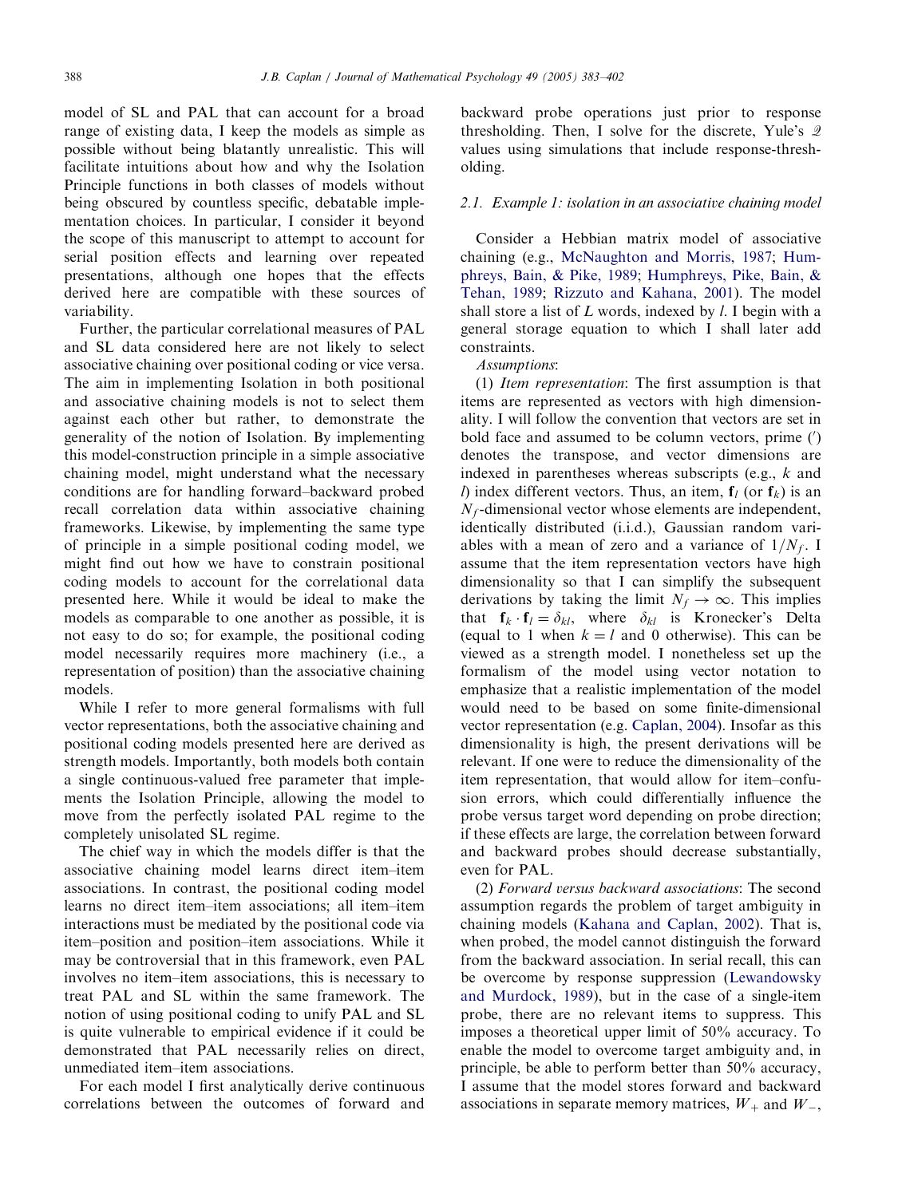model of SL and PAL that can account for a broad range of existing data, I keep the models as simple as possible without being blatantly unrealistic. This will facilitate intuitions about how and why the Isolation Principle functions in both classes of models without being obscured by countless specific, debatable implementation choices. In particular, I consider it beyond the scope of this manuscript to attempt to account for serial position effects and learning over repeated presentations, although one hopes that the effects derived here are compatible with these sources of variability.

Further, the particular correlational measures of PAL and SL data considered here are not likely to select associative chaining over positional coding or vice versa. The aim in implementing Isolation in both positional and associative chaining models is not to select them against each other but rather, to demonstrate the generality of the notion of Isolation. By implementing this model-construction principle in a simple associative chaining model, might understand what the necessary conditions are for handling forward–backward probed recall correlation data within associative chaining frameworks. Likewise, by implementing the same type of principle in a simple positional coding model, we might find out how we have to constrain positional coding models to account for the correlational data presented here. While it would be ideal to make the models as comparable to one another as possible, it is not easy to do so; for example, the positional coding model necessarily requires more machinery (i.e., a representation of position) than the associative chaining models.

While I refer to more general formalisms with full vector representations, both the associative chaining and positional coding models presented here are derived as strength models. Importantly, both models both contain a single continuous-valued free parameter that implements the Isolation Principle, allowing the model to move from the perfectly isolated PAL regime to the completely unisolated SL regime.

The chief way in which the models differ is that the associative chaining model learns direct item–item associations. In contrast, the positional coding model learns no direct item–item associations; all item–item interactions must be mediated by the positional code via item–position and position–item associations. While it may be controversial that in this framework, even PAL involves no item–item associations, this is necessary to treat PAL and SL within the same framework. The notion of using positional coding to unify PAL and SL is quite vulnerable to empirical evidence if it could be demonstrated that PAL necessarily relies on direct, unmediated item–item associations.

For each model I first analytically derive continuous correlations between the outcomes of forward and backward probe operations just prior to response thresholding. Then, I solve for the discrete, Yule's $\mathcal{Q}$ values using simulations that include response-thresholding.

### 2.1. Example 1: isolation in an associative chaining model

Consider a Hebbian matrix model of associative chaining (e.g., McNaughton and Morris, 1987; Humphreys, Bain, & Pike, 1989; Humphreys, Pike, Bain, & Tehan, 1989; Rizzuto and Kahana, 2001). The model shall store a list of $L$ words, indexed by $l$. I begin with a general storage equation to which I shall later add constraints.

*Assumptions*:

(1) *Item representation*: The first assumption is that items are represented as vectors with high dimensionality. I will follow the convention that vectors are set in bold face and assumed to be column vectors, prime ($'$) denotes the transpose, and vector dimensions are indexed in parentheses whereas subscripts (e.g., $k$ and $l$) index different vectors. Thus, an item, $\mathbf{f}_l$ (or $\mathbf{f}_k$) is an $N_f$-dimensional vector whose elements are independent, identically distributed (i.i.d.), Gaussian random variables with a mean of zero and a variance of $1/N_f$. I assume that the item representation vectors have high dimensionality so that I can simplify the subsequent derivations by taking the limit $N_f \to \infty$. This implies that $\mathbf{f}_k \cdot \mathbf{f}_l = \delta_{kl}$, where $\delta_{kl}$ is Kronecker's Delta (equal to 1 when $k = l$ and 0 otherwise). This can be viewed as a strength model. I nonetheless set up the formalism of the model using vector notation to emphasize that a realistic implementation of the model would need to be based on some finite-dimensional vector representation (e.g. Caplan, 2004). Insofar as this dimensionality is high, the present derivations will be relevant. If one were to reduce the dimensionality of the item representation, that would allow for item–confusion errors, which could differentially influence the probe versus target word depending on probe direction; if these effects are large, the correlation between forward and backward probes should decrease substantially, even for PAL.

(2) *Forward versus backward associations*: The second assumption regards the problem of target ambiguity in chaining models (Kahana and Caplan, 2002). That is, when probed, the model cannot distinguish the forward from the backward association. In serial recall, this can be overcome by response suppression (Lewandowsky and Murdock, 1989), but in the case of a single-item probe, there are no relevant items to suppress. This imposes a theoretical upper limit of 50% accuracy. To enable the model to overcome target ambiguity and, in principle, be able to perform better than 50% accuracy, I assume that the model stores forward and backward associations in separate memory matrices, $W_+$ and $W_-$,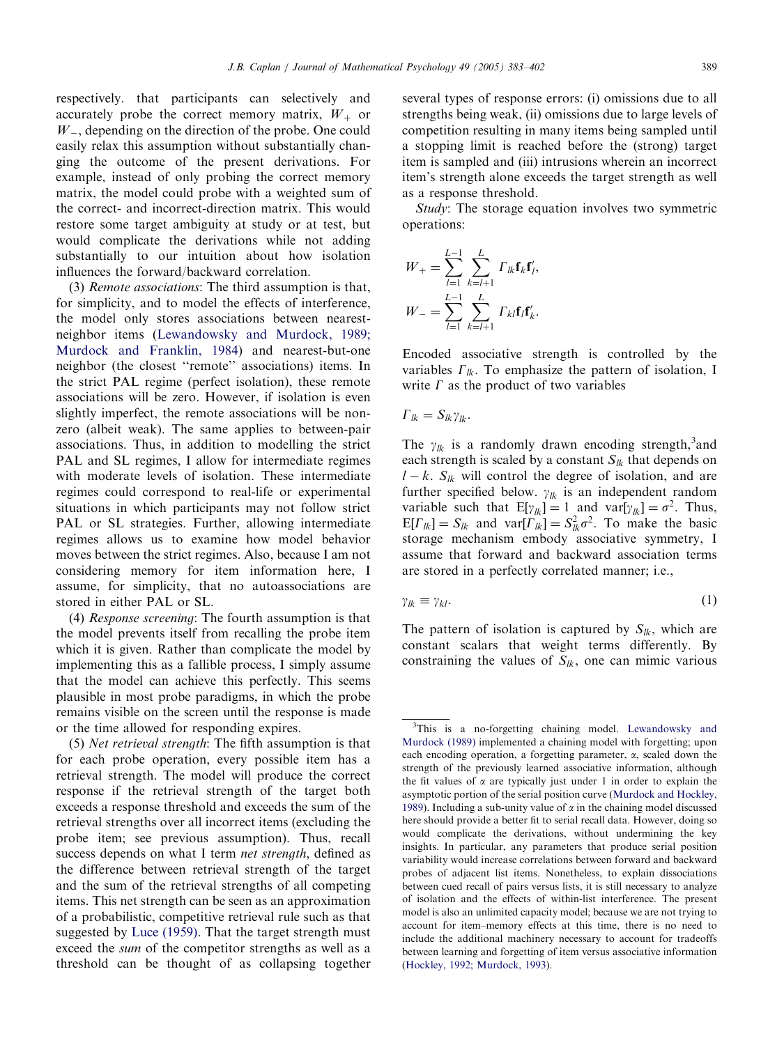respectively. that participants can selectively and accurately probe the correct memory matrix, $W_+$ or $W_-$, depending on the direction of the probe. One could easily relax this assumption without substantially changing the outcome of the present derivations. For example, instead of only probing the correct memory matrix, the model could probe with a weighted sum of the correct- and incorrect-direction matrix. This would restore some target ambiguity at study or at test, but would complicate the derivations while not adding substantially to our intuition about how isolation influences the forward/backward correlation.

(3) *Remote associations*: The third assumption is that, for simplicity, and to model the effects of interference, the model only stores associations between nearest-neighbor items (Lewandowsky and Murdock, 1989; Murdock and Franklin, 1984) and nearest-but-one neighbor (the closest "remote" associations) items. In the strict PAL regime (perfect isolation), these remote associations will be zero. However, if isolation is even slightly imperfect, the remote associations will be non-zero (albeit weak). The same applies to between-pair associations. Thus, in addition to modelling the strict PAL and SL regimes, I allow for intermediate regimes with moderate levels of isolation. These intermediate regimes could correspond to real-life or experimental situations in which participants may not follow strict PAL or SL strategies. Further, allowing intermediate regimes allows us to examine how model behavior moves between the strict regimes. Also, because I am not considering memory for item information here, I assume, for simplicity, that no autoassociations are stored in either PAL or SL.

(4) *Response screening*: The fourth assumption is that the model prevents itself from recalling the probe item which it is given. Rather than complicate the model by implementing this as a fallible process, I simply assume that the model can achieve this perfectly. This seems plausible in most probe paradigms, in which the probe remains visible on the screen until the response is made or the time allowed for responding expires.

(5) *Net retrieval strength*: The fifth assumption is that for each probe operation, every possible item has a retrieval strength. The model will produce the correct response if the retrieval strength of the target both exceeds a response threshold and exceeds the sum of the retrieval strengths over all incorrect items (excluding the probe item; see previous assumption). Thus, recall success depends on what I term *net strength*, defined as the difference between retrieval strength of the target and the sum of the retrieval strengths of all competing items. This net strength can be seen as an approximation of a probabilistic, competitive retrieval rule such as that suggested by Luce (1959). That the target strength must exceed the *sum* of the competitor strengths as well as a threshold can be thought of as collapsing together several types of response errors: (i) omissions due to all strengths being weak, (ii) omissions due to large levels of competition resulting in many items being sampled until a stopping limit is reached before the (strong) target item is sampled and (iii) intrusions wherein an incorrect item's strength alone exceeds the target strength as well as a response threshold.

*Study*: The storage equation involves two symmetric operations:

$$W_+ = \sum_{l=1}^{L-1} \sum_{k=l+1}^{L} \Gamma_{lk} \mathbf{f}_k \mathbf{f}'_l,$$

$$W_- = \sum_{l=1}^{L-1} \sum_{k=l+1}^{L} \Gamma_{kl} \mathbf{f}_l \mathbf{f}'_k.$$

Encoded associative strength is controlled by the variables $\Gamma_{lk}$. To emphasize the pattern of isolation, I write $\Gamma$ as the product of two variables

$$\Gamma_{lk} \equiv S_{lk} \gamma_{lk}.$$

The $\gamma_{lk}$ is a randomly drawn encoding strength,[3] and each strength is scaled by a constant $S_{lk}$ that depends on $l-k$. $S_{lk}$ will control the degree of isolation, and are further specified below. $\gamma_{lk}$ is an independent random variable such that $\mathrm{E}[\gamma_{lk}] = 1$ and $\mathrm{var}[\gamma_{lk}] = \sigma^2$. Thus, $\mathrm{E}[\Gamma_{lk}] = S_{lk}$ and $\mathrm{var}[\Gamma_{lk}] = S_{lk}^2 \sigma^2$. To make the basic storage mechanism embody associative symmetry, I assume that forward and backward association terms are stored in a perfectly correlated manner; i.e.,

$$\gamma_{lk} \equiv \gamma_{kl}. \tag{1}$$

The pattern of isolation is captured by $S_{lk}$, which are constant scalars that weight terms differently. By constraining the values of $S_{lk}$, one can mimic various

[3] This is a no-forgetting chaining model. Lewandowsky and Murdock (1989) implemented a chaining model with forgetting; upon each encoding operation, a forgetting parameter, $\alpha$, scaled down the strength of the previously learned associative information, although the fit values of $\alpha$ are typically just under 1 in order to explain the asymptotic portion of the serial position curve (Murdock and Hockley, 1989). Including a sub-unity value of $\alpha$ in the chaining model discussed here should provide a better fit to serial recall data. However, doing so would complicate the derivations, without undermining the key insights. In particular, any parameters that produce serial position variability would increase correlations between forward and backward probes of adjacent list items. Nonetheless, to explain dissociations between cued recall of pairs versus lists, it is still necessary to analyze of isolation and the effects of within-list interference. The present model is also an unlimited capacity model; because we are not trying to account for item–memory effects at this time, there is no need to include the additional machinery necessary to account for tradeoffs between learning and forgetting of item versus associative information (Hockley, 1992; Murdock, 1993).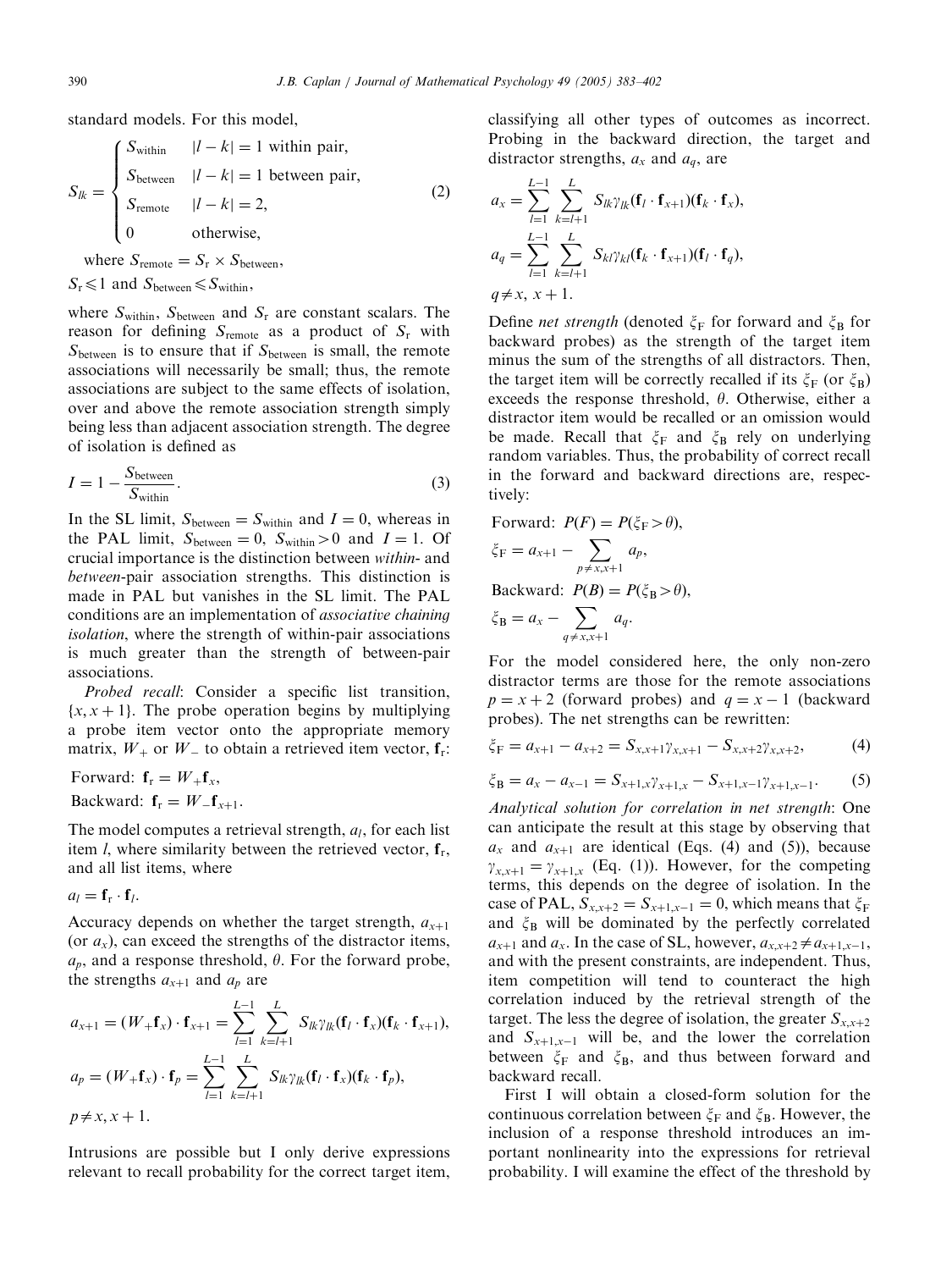standard models. For this model,

$$S_{lk} = \begin{cases} S_{\text{within}} & |l-k| = 1 \text{ within pair}, \\ S_{\text{between}} & |l-k| = 1 \text{ between pair}, \\ S_{\text{remote}} & |l-k| = 2, \\ 0 & \text{otherwise}, \end{cases} \tag{2}$$

where $S_{\text{remote}} = S_{\text{r}} \times S_{\text{between}}$,

$S_{\text{r}} \leqslant 1$ and $S_{\text{between}} \leqslant S_{\text{within}}$,

where $S_{\text{within}}$, $S_{\text{between}}$ and $S_{\text{r}}$ are constant scalars. The reason for defining $S_{\text{remote}}$ as a product of $S_{\text{r}}$ with $S_{\text{between}}$ is to ensure that if $S_{\text{between}}$ is small, the remote associations will necessarily be small; thus, the remote associations are subject to the same effects of isolation, over and above the remote association strength simply being less than adjacent association strength. The degree of isolation is defined as

$$I = 1 - \frac{S_{\text{between}}}{S_{\text{within}}}. \tag{3}$$

In the SL limit, $S_{\text{between}} = S_{\text{within}}$ and $I = 0$, whereas in the PAL limit, $S_{\text{between}} = 0$, $S_{\text{within}} > 0$ and $I = 1$. Of crucial importance is the distinction between *within-* and *between*-pair association strengths. This distinction is made in PAL but vanishes in the SL limit. The PAL conditions are an implementation of *associative chaining isolation*, where the strength of within-pair associations is much greater than the strength of between-pair associations.

*Probed recall*: Consider a specific list transition, $\{x, x+1\}$. The probe operation begins by multiplying a probe item vector onto the appropriate memory matrix, $W_+$ or $W_-$ to obtain a retrieved item vector, $\mathbf{f}_\text{r}$:

Forward: $\mathbf{f}_\text{r} = W_+ \mathbf{f}_x$,

Backward: $\mathbf{f}_\text{r} = W_- \mathbf{f}_{x+1}$.

The model computes a retrieval strength, $a_l$, for each list item $l$, where similarity between the retrieved vector, $\mathbf{f}_\text{r}$, and all list items, where

$a_l = \mathbf{f}_\text{r} \cdot \mathbf{f}_l$.

Accuracy depends on whether the target strength, $a_{x+1}$ (or $a_x$), can exceed the strengths of the distractor items, $a_p$, and a response threshold, $\theta$. For the forward probe, the strengths $a_{x+1}$ and $a_p$ are

$$a_{x+1} = (W_+ \mathbf{f}_x) \cdot \mathbf{f}_{x+1} = \sum_{l=1}^{L-1} \sum_{k=l+1}^{L} S_{lk} \gamma_{lk} (\mathbf{f}_l \cdot \mathbf{f}_x)(\mathbf{f}_k \cdot \mathbf{f}_{x+1}),$$

$$a_p = (W_+ \mathbf{f}_x) \cdot \mathbf{f}_p = \sum_{l=1}^{L-1} \sum_{k=l+1}^{L} S_{lk} \gamma_{lk} (\mathbf{f}_l \cdot \mathbf{f}_x)(\mathbf{f}_k \cdot \mathbf{f}_p),$$

$p \neq x, x+1$.

Intrusions are possible but I only derive expressions relevant to recall probability for the correct target item, classifying all other types of outcomes as incorrect. Probing in the backward direction, the target and distractor strengths, $a_x$ and $a_q$, are

$$a_x = \sum_{l=1}^{L-1} \sum_{k=l+1}^{L} S_{lk} \gamma_{lk} (\mathbf{f}_l \cdot \mathbf{f}_{x+1})(\mathbf{f}_k \cdot \mathbf{f}_x),$$

$$a_q = \sum_{l=1}^{L-1} \sum_{k=l+1}^{L} S_{kl} \gamma_{kl} (\mathbf{f}_k \cdot \mathbf{f}_{x+1})(\mathbf{f}_l \cdot \mathbf{f}_q),$$

$q \neq x, x+1$.

Define *net strength* (denoted $\xi_\text{F}$ for forward and $\xi_\text{B}$ for backward probes) as the strength of the target item minus the sum of the strengths of all distractors. Then, the target item will be correctly recalled if its $\xi_\text{F}$ (or $\xi_\text{B}$) exceeds the response threshold, $\theta$. Otherwise, either a distractor item would be recalled or an omission would be made. Recall that $\xi_\text{F}$ and $\xi_\text{B}$ rely on underlying random variables. Thus, the probability of correct recall in the forward and backward directions are, respectively:

Forward: $P(F) = P(\xi_\text{F} > \theta)$,

$$\xi_\text{F} = a_{x+1} - \sum_{p \neq x, x+1} a_p,$$

Backward: $P(B) = P(\xi_\text{B} > \theta)$,

$$\xi_\text{B} = a_x - \sum_{q \neq x, x+1} a_q.$$

For the model considered here, the only non-zero distractor terms are those for the remote associations $p = x+2$ (forward probes) and $q = x-1$ (backward probes). The net strengths can be rewritten:

$$\xi_\text{F} = a_{x+1} - a_{x+2} = S_{x,x+1} \gamma_{x,x+1} - S_{x,x+2} \gamma_{x,x+2}, \tag{4}$$

$$\xi_\text{B} = a_x - a_{x-1} = S_{x+1,x} \gamma_{x+1,x} - S_{x+1,x-1} \gamma_{x+1,x-1}. \tag{5}$$

*Analytical solution for correlation in net strength*: One can anticipate the result at this stage by observing that $a_x$ and $a_{x+1}$ are identical (Eqs. (4) and (5)), because $\gamma_{x,x+1} = \gamma_{x+1,x}$ (Eq. (1)). However, for the competing terms, this depends on the degree of isolation. In the case of PAL, $S_{x,x+2} = S_{x+1,x-1} = 0$, which means that $\xi_\text{F}$ and $\xi_\text{B}$ will be dominated by the perfectly correlated $a_{x+1}$ and $a_x$. In the case of SL, however, $a_{x,x+2} \neq a_{x+1,x-1}$, and with the present constraints, are independent. Thus, item competition will tend to counteract the high correlation induced by the retrieval strength of the target. The less the degree of isolation, the greater $S_{x,x+2}$ and $S_{x+1,x-1}$ will be, and the lower the correlation between $\xi_\text{F}$ and $\xi_\text{B}$, and thus between forward and backward recall.

First I will obtain a closed-form solution for the continuous correlation between $\xi_\text{F}$ and $\xi_\text{B}$. However, the inclusion of a response threshold introduces an important nonlinearity into the expressions for retrieval probability. I will examine the effect of the threshold by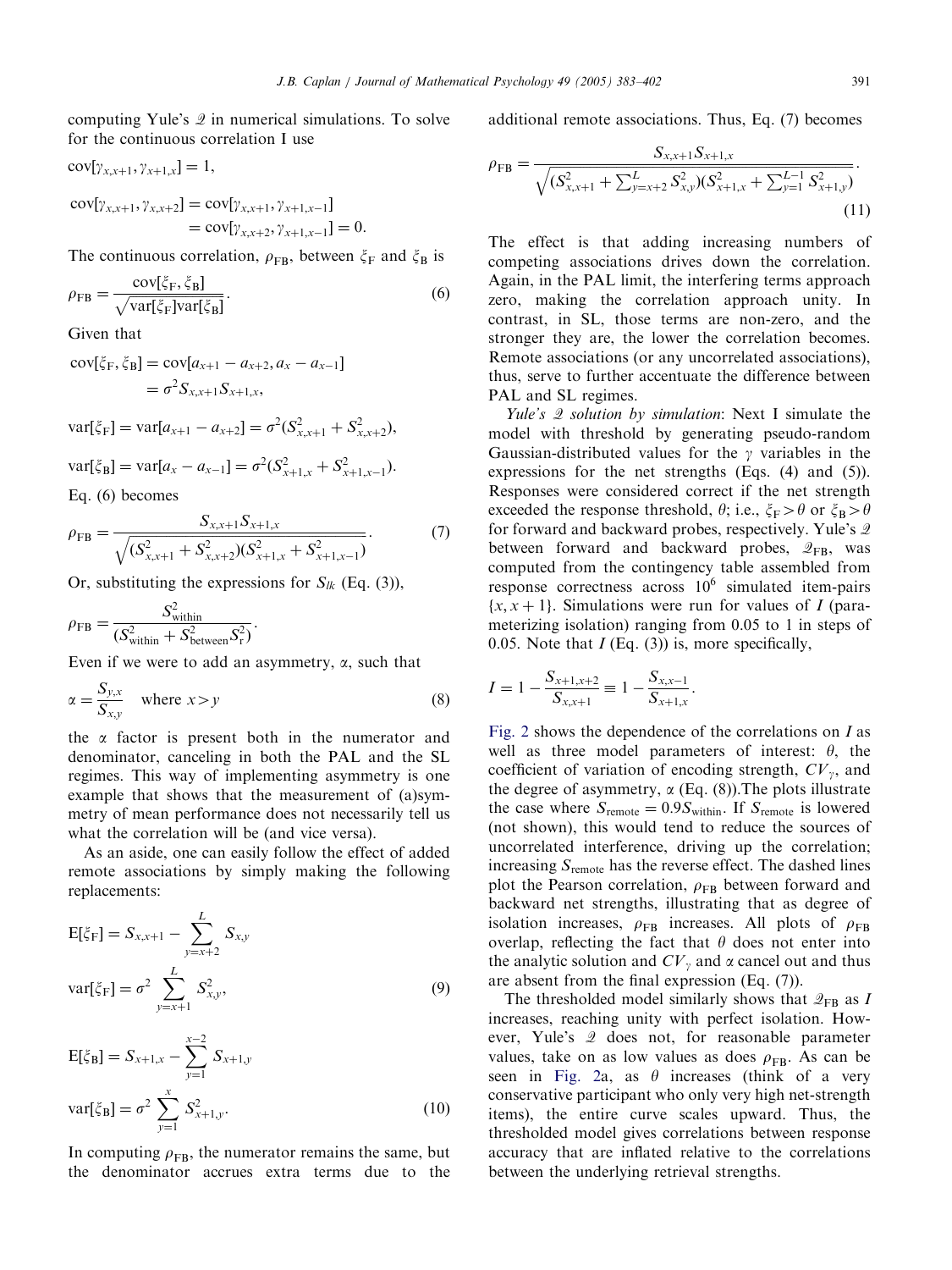computing Yule's $\mathcal{Q}$ in numerical simulations. To solve for the continuous correlation I use

$$\mathrm{cov}[\gamma_{x,x+1}, \gamma_{x+1,x}] = 1,$$

$$\begin{aligned}\mathrm{cov}[\gamma_{x,x+1}, \gamma_{x,x+2}] &= \mathrm{cov}[\gamma_{x,x+1}, \gamma_{x+1,x-1}] \\ &= \mathrm{cov}[\gamma_{x,x+2}, \gamma_{x+1,x-1}] = 0.\end{aligned}$$

The continuous correlation, $\rho_{\mathrm{FB}}$, between $\xi_{\mathrm{F}}$ and $\xi_{\mathrm{B}}$ is

$$\rho_{\mathrm{FB}} = \frac{\mathrm{cov}[\xi_{\mathrm{F}}, \xi_{\mathrm{B}}]}{\sqrt{\mathrm{var}[\xi_{\mathrm{F}}]\mathrm{var}[\xi_{\mathrm{B}}]}}. \tag{6}$$

Given that

$$\begin{aligned}\mathrm{cov}[\xi_{\mathrm{F}}, \xi_{\mathrm{B}}] &= \mathrm{cov}[a_{x+1} - a_{x+2}, a_x - a_{x-1}] \\ &= \sigma^2 S_{x,x+1} S_{x+1,x},\end{aligned}$$

$$\mathrm{var}[\xi_{\mathrm{F}}] = \mathrm{var}[a_{x+1} - a_{x+2}] = \sigma^2 (S^2_{x,x+1} + S^2_{x,x+2}),$$

$$\mathrm{var}[\xi_{\mathrm{B}}] = \mathrm{var}[a_x - a_{x-1}] = \sigma^2 (S^2_{x+1,x} + S^2_{x+1,x-1}).$$

Eq. (6) becomes

$$\rho_{\mathrm{FB}} = \frac{S_{x,x+1} S_{x+1,x}}{\sqrt{(S^2_{x,x+1} + S^2_{x,x+2})(S^2_{x+1,x} + S^2_{x+1,x-1})}}. \tag{7}$$

Or, substituting the expressions for $S_{lk}$ (Eq. (3)),

$$\rho_{\mathrm{FB}} = \frac{S^2_{\mathrm{within}}}{(S^2_{\mathrm{within}} + S^2_{\mathrm{between}} S^2_{\mathrm{r}})}.$$

Even if we were to add an asymmetry, $\alpha$, such that

$$\alpha = \frac{S_{y,x}}{S_{x,y}} \quad \text{where } x > y \tag{8}$$

the $\alpha$ factor is present both in the numerator and denominator, canceling in both the PAL and the SL regimes. This way of implementing asymmetry is one example that shows that the measurement of (a)symmetry of mean performance does not necessarily tell us what the correlation will be (and vice versa).

As an aside, one can easily follow the effect of added remote associations by simply making the following replacements:

$$\mathrm{E}[\xi_{\mathrm{F}}] = S_{x,x+1} - \sum_{y=x+2}^{L} S_{x,y}$$

$$\mathrm{var}[\xi_{\mathrm{F}}] = \sigma^2 \sum_{y=x+1}^{L} S^2_{x,y}, \tag{9}$$

$$\mathrm{E}[\xi_{\mathrm{B}}] = S_{x+1,x} - \sum_{y=1}^{x-2} S_{x+1,y}$$

$$\mathrm{var}[\xi_{\mathrm{B}}] = \sigma^2 \sum_{y=1}^{x} S^2_{x+1,y}. \tag{10}$$

In computing $\rho_{\mathrm{FB}}$, the numerator remains the same, but the denominator accrues extra terms due to the additional remote associations. Thus, Eq. (7) becomes

$$\rho_{\mathrm{FB}} = \frac{S_{x,x+1} S_{x+1,x}}{\sqrt{(S^2_{x,x+1} + \sum_{y=x+2}^{L} S^2_{x,y})(S^2_{x+1,x} + \sum_{y=1}^{L-1} S^2_{x+1,y})}}. \tag{11}$$

The effect is that adding increasing numbers of competing associations drives down the correlation. Again, in the PAL limit, the interfering terms approach zero, making the correlation approach unity. In contrast, in SL, those terms are non-zero, and the stronger they are, the lower the correlation becomes. Remote associations (or any uncorrelated associations), thus, serve to further accentuate the difference between PAL and SL regimes.

*Yule's $\mathcal{Q}$ solution by simulation*: Next I simulate the model with threshold by generating pseudo-random Gaussian-distributed values for the $\gamma$ variables in the expressions for the net strengths (Eqs. (4) and (5)). Responses were considered correct if the net strength exceeded the response threshold, $\theta$; i.e., $\xi_{\mathrm{F}} > \theta$ or $\xi_{\mathrm{B}} > \theta$ for forward and backward probes, respectively. Yule's $\mathcal{Q}$ between forward and backward probes, $\mathcal{Q}_{\mathrm{FB}}$, was computed from the contingency table assembled from response correctness across $10^6$ simulated item-pairs $\{x, x+1\}$. Simulations were run for values of $I$ (parameterizing isolation) ranging from 0.05 to 1 in steps of 0.05. Note that $I$ (Eq. (3)) is, more specifically,

$$I = 1 - \frac{S_{x+1,x+2}}{S_{x,x+1}} \equiv 1 - \frac{S_{x,x-1}}{S_{x+1,x}}.$$

Fig. 2 shows the dependence of the correlations on $I$ as well as three model parameters of interest: $\theta$, the coefficient of variation of encoding strength, $CV_\gamma$, and the degree of asymmetry, $\alpha$ (Eq. (8)).The plots illustrate the case where $S_{\mathrm{remote}} = 0.9 S_{\mathrm{within}}$. If $S_{\mathrm{remote}}$ is lowered (not shown), this would tend to reduce the sources of uncorrelated interference, driving up the correlation; increasing $S_{\mathrm{remote}}$ has the reverse effect. The dashed lines plot the Pearson correlation, $\rho_{\mathrm{FB}}$ between forward and backward net strengths, illustrating that as degree of isolation increases, $\rho_{\mathrm{FB}}$ increases. All plots of $\rho_{\mathrm{FB}}$ overlap, reflecting the fact that $\theta$ does not enter into the analytic solution and $CV_\gamma$ and $\alpha$ cancel out and thus are absent from the final expression (Eq. (7)).

The thresholded model similarly shows that $\mathcal{Q}_{\mathrm{FB}}$ as $I$ increases, reaching unity with perfect isolation. However, Yule's $\mathcal{Q}$ does not, for reasonable parameter values, take on as low values as does $\rho_{\mathrm{FB}}$. As can be seen in Fig. 2a, as $\theta$ increases (think of a very conservative participant who only very high net-strength items), the entire curve scales upward. Thus, the thresholded model gives correlations between response accuracy that are inflated relative to the correlations between the underlying retrieval strengths.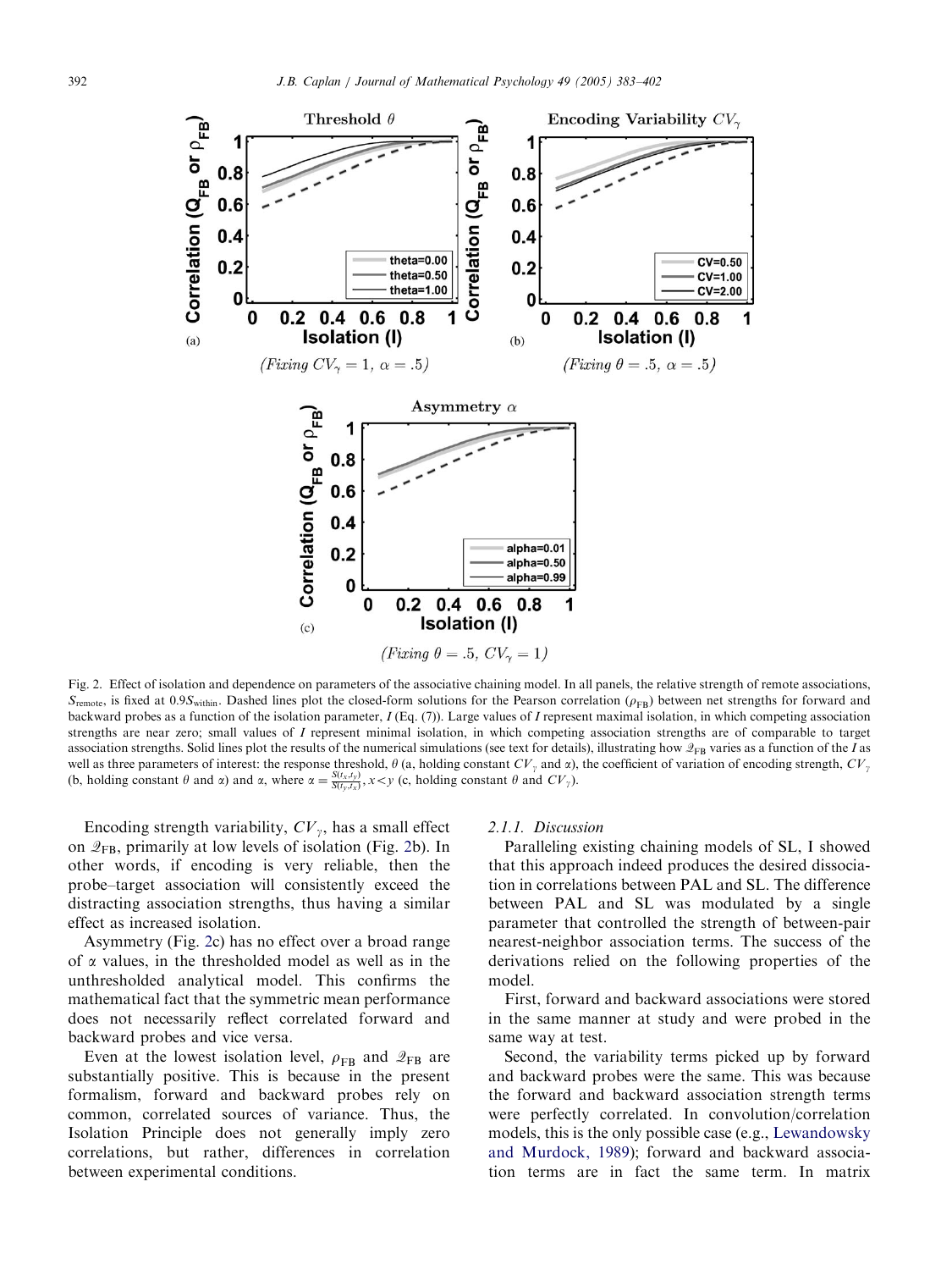Fig. 2. Effect of isolation and dependence on parameters of the associative chaining model. In all panels, the relative strength of remote associations, $S_{\text{remote}}$, is fixed at $0.9S_{\text{within}}$. Dashed lines plot the closed-form solutions for the Pearson correlation ($\rho_{\text{FB}}$) between net strengths for forward and backward probes as a function of the isolation parameter, $I$ (Eq. (7)). Large values of $I$ represent maximal isolation, in which competing association strengths are near zero; small values of $I$ represent minimal isolation, in which competing association strengths are of comparable to target association strengths. Solid lines plot the results of the numerical simulations (see text for details), illustrating how $\mathcal{Q}_{\text{FB}}$ varies as a function of the $I$ as well as three parameters of interest: the response threshold, $\theta$ (a, holding constant $CV_\gamma$ and $\alpha$), the coefficient of variation of encoding strength, $CV_\gamma$ (b, holding constant $\theta$ and $\alpha$) and $\alpha$, where $\alpha = \frac{S(t_x, t_y)}{S(t_y, t_x)}, x < y$ (c, holding constant $\theta$ and $CV_\gamma$).

Encoding strength variability, $CV_\gamma$, has a small effect on $\mathcal{Q}_{\text{FB}}$, primarily at low levels of isolation (Fig. 2b). In other words, if encoding is very reliable, then the probe–target association will consistently exceed the distracting association strengths, thus having a similar effect as increased isolation.

Asymmetry (Fig. 2c) has no effect over a broad range of $\alpha$ values, in the thresholded model as well as in the unthresholded analytical model. This confirms the mathematical fact that the symmetric mean performance does not necessarily reflect correlated forward and backward probes and vice versa.

Even at the lowest isolation level, $\rho_{\text{FB}}$ and $\mathcal{Q}_{\text{FB}}$ are substantially positive. This is because in the present formalism, forward and backward probes rely on common, correlated sources of variance. Thus, the Isolation Principle does not generally imply zero correlations, but rather, differences in correlation between experimental conditions.

#### 2.1.1. Discussion

Paralleling existing chaining models of SL, I showed that this approach indeed produces the desired dissociation in correlations between PAL and SL. The difference between PAL and SL was modulated by a single parameter that controlled the strength of between-pair nearest-neighbor association terms. The success of the derivations relied on the following properties of the model.

First, forward and backward associations were stored in the same manner at study and were probed in the same way at test.

Second, the variability terms picked up by forward and backward probes were the same. This was because the forward and backward association strength terms were perfectly correlated. In convolution/correlation models, this is the only possible case (e.g., Lewandowsky and Murdock, 1989); forward and backward association terms are in fact the same term. In matrix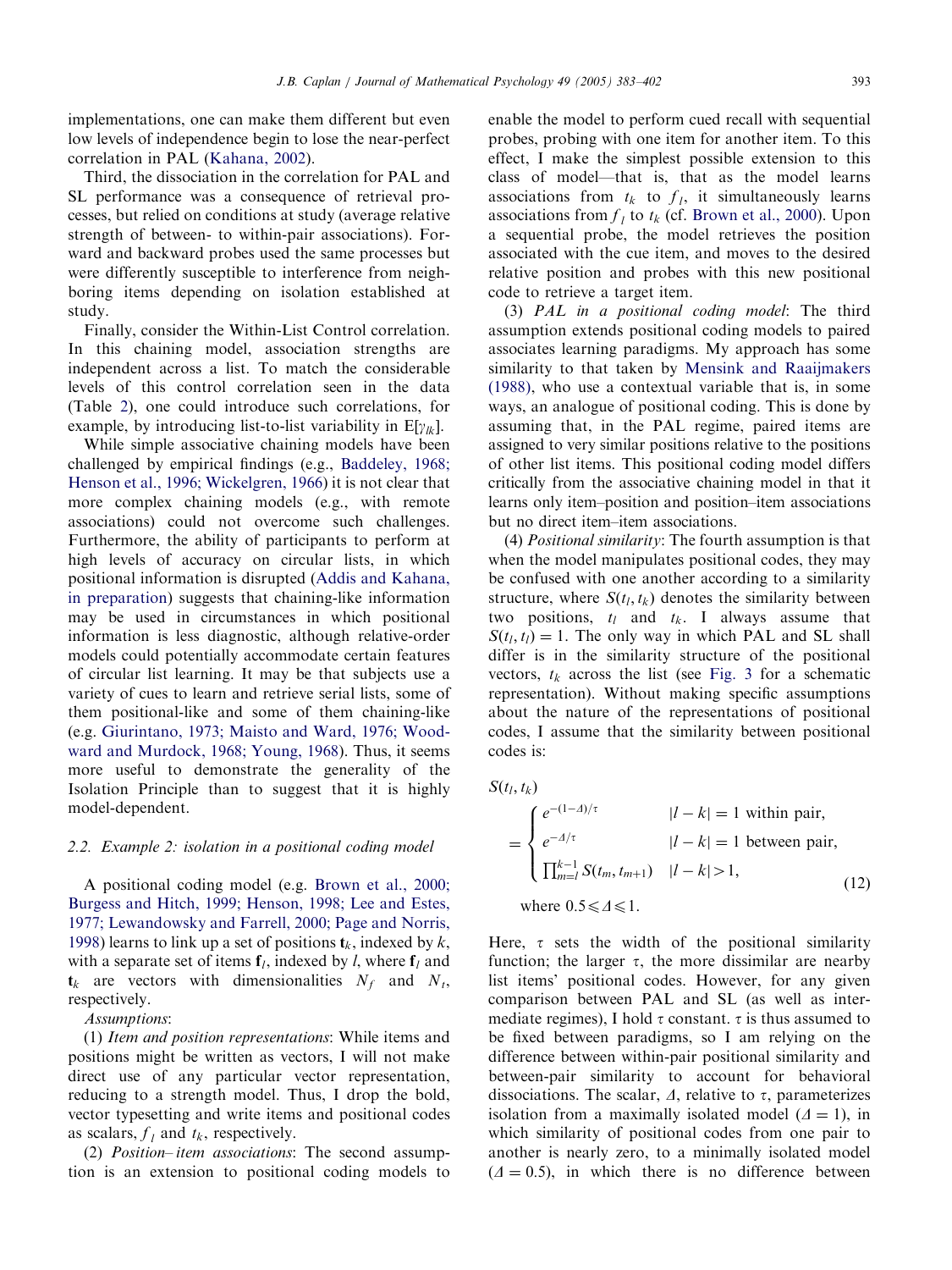implementations, one can make them different but even low levels of independence begin to lose the near-perfect correlation in PAL (Kahana, 2002).

Third, the dissociation in the correlation for PAL and SL performance was a consequence of retrieval processes, but relied on conditions at study (average relative strength of between- to within-pair associations). Forward and backward probes used the same processes but were differently susceptible to interference from neighboring items depending on isolation established at study.

Finally, consider the Within-List Control correlation. In this chaining model, association strengths are independent across a list. To match the considerable levels of this control correlation seen in the data (Table 2), one could introduce such correlations, for example, by introducing list-to-list variability in $E[\gamma_{lk}]$.

While simple associative chaining models have been challenged by empirical findings (e.g., Baddeley, 1968; Henson et al., 1996; Wickelgren, 1966) it is not clear that more complex chaining models (e.g., with remote associations) could not overcome such challenges. Furthermore, the ability of participants to perform at high levels of accuracy on circular lists, in which positional information is disrupted (Addis and Kahana, in preparation) suggests that chaining-like information may be used in circumstances in which positional information is less diagnostic, although relative-order models could potentially accommodate certain features of circular list learning. It may be that subjects use a variety of cues to learn and retrieve serial lists, some of them positional-like and some of them chaining-like (e.g. Giurintano, 1973; Maisto and Ward, 1976; Woodward and Murdock, 1968; Young, 1968). Thus, it seems more useful to demonstrate the generality of the Isolation Principle than to suggest that it is highly model-dependent.

### 2.2. Example 2: isolation in a positional coding model

A positional coding model (e.g. Brown et al., 2000; Burgess and Hitch, 1999; Henson, 1998; Lee and Estes, 1977; Lewandowsky and Farrell, 2000; Page and Norris, 1998) learns to link up a set of positions $\mathbf{t}_k$, indexed by $k$, with a separate set of items $\mathbf{f}_l$, indexed by $l$, where $\mathbf{f}_l$ and $\mathbf{t}_k$ are vectors with dimensionalities $N_f$ and $N_t$, respectively.

*Assumptions*:

(1) *Item and position representations*: While items and positions might be written as vectors, I will not make direct use of any particular vector representation, reducing to a strength model. Thus, I drop the bold, vector typesetting and write items and positional codes as scalars, $f_l$ and $t_k$, respectively.

(2) *Position–item associations*: The second assumption is an extension to positional coding models to enable the model to perform cued recall with sequential probes, probing with one item for another item. To this effect, I make the simplest possible extension to this class of model—that is, that as the model learns associations from $t_k$ to $f_l$, it simultaneously learns associations from $f_l$ to $t_k$ (cf. Brown et al., 2000). Upon a sequential probe, the model retrieves the position associated with the cue item, and moves to the desired relative position and probes with this new positional code to retrieve a target item.

(3) *PAL in a positional coding model*: The third assumption extends positional coding models to paired associates learning paradigms. My approach has some similarity to that taken by Mensink and Raaijmakers (1988), who use a contextual variable that is, in some ways, an analogue of positional coding. This is done by assuming that, in the PAL regime, paired items are assigned to very similar positions relative to the positions of other list items. This positional coding model differs critically from the associative chaining model in that it learns only item–position and position–item associations but no direct item–item associations.

(4) *Positional similarity*: The fourth assumption is that when the model manipulates positional codes, they may be confused with one another according to a similarity structure, where $S(t_l, t_k)$ denotes the similarity between two positions, $t_l$ and $t_k$. I always assume that $S(t_l, t_l) = 1$. The only way in which PAL and SL shall differ is in the similarity structure of the positional vectors, $t_k$ across the list (see Fig. 3 for a schematic representation). Without making specific assumptions about the nature of the representations of positional codes, I assume that the similarity between positional codes is:

$$
S(t_l, t_k) = \begin{cases} e^{-(1-\Delta)/\tau} & |l-k| = 1 \text{ within pair}, \\ e^{-\Delta/\tau} & |l-k| = 1 \text{ between pair}, \\ \prod_{m=l}^{k-1} S(t_m, t_{m+1}) & |l-k| > 1, \end{cases} \tag{12}
$$

where $0.5 \leqslant \Delta \leqslant 1$.

Here, $\tau$ sets the width of the positional similarity function; the larger $\tau$, the more dissimilar are nearby list items' positional codes. However, for any given comparison between PAL and SL (as well as intermediate regimes), I hold $\tau$ constant. $\tau$ is thus assumed to be fixed between paradigms, so I am relying on the difference between within-pair positional similarity and between-pair similarity to account for behavioral dissociations. The scalar, $\Delta$, relative to $\tau$, parameterizes isolation from a maximally isolated model ($\Delta = 1$), in which similarity of positional codes from one pair to another is nearly zero, to a minimally isolated model ($\Delta = 0.5$), in which there is no difference between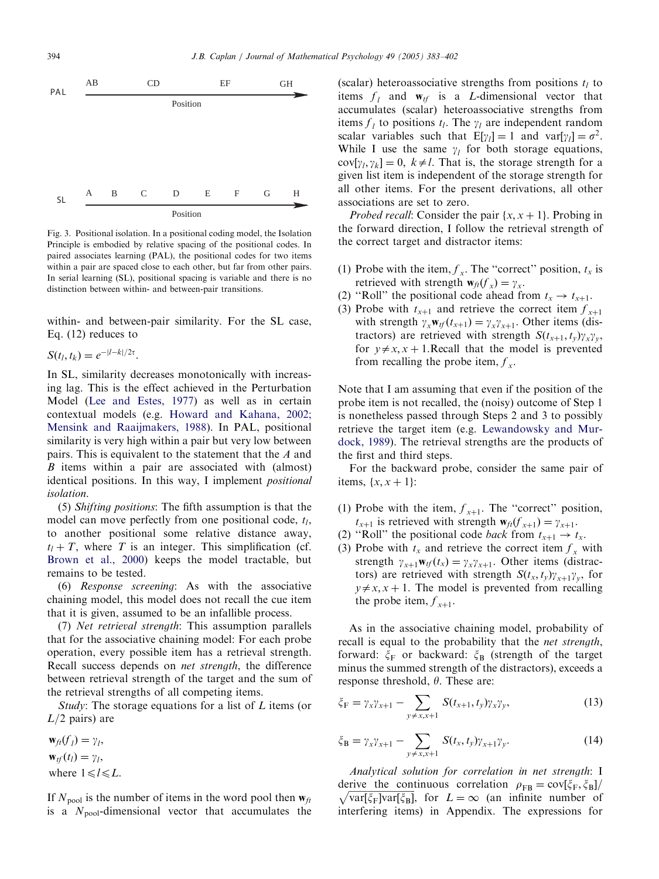PAL

AB CD EF GH

Position

SL

A B C D E F G H

Position

Fig. 3. Positional isolation. In a positional coding model, the Isolation Principle is embodied by relative spacing of the positional codes. In paired associates learning (PAL), the positional codes for two items within a pair are spaced close to each other, but far from other pairs. In serial learning (SL), positional spacing is variable and there is no distinction between within- and between-pair transitions.

within- and between-pair similarity. For the SL case, Eq. (12) reduces to

$$S(t_l, t_k) = e^{-|l-k|/2\tau}.$$

In SL, similarity decreases monotonically with increasing lag. This is the effect achieved in the Perturbation Model (Lee and Estes, 1977) as well as in certain contextual models (e.g. Howard and Kahana, 2002; Mensink and Raaijmakers, 1988). In PAL, positional similarity is very high within a pair but very low between pairs. This is equivalent to the statement that the $A$ and $B$ items within a pair are associated with (almost) identical positions. In this way, I implement *positional isolation*.

(5) *Shifting positions*: The fifth assumption is that the model can move perfectly from one positional code, $t_l$, to another positional some relative distance away, $t_l + T$, where $T$ is an integer. This simplification (cf. Brown et al., 2000) keeps the model tractable, but remains to be tested.

(6) *Response screening*: As with the associative chaining model, this model does not recall the cue item that it is given, assumed to be an infallible process.

(7) *Net retrieval strength*: This assumption parallels that for the associative chaining model: For each probe operation, every possible item has a retrieval strength. Recall success depends on *net strength*, the difference between retrieval strength of the target and the sum of the retrieval strengths of all competing items.

*Study*: The storage equations for a list of $L$ items (or $L/2$ pairs) are

$$\mathbf{w}_{ft}(f_l) = \gamma_l,$$
$$\mathbf{w}_{tf}(t_l) = \gamma_l,$$
where $1 \leqslant l \leqslant L$.

If $N_{\text{pool}}$ is the number of items in the word pool then $\mathbf{w}_{ft}$ is a $N_{\text{pool}}$-dimensional vector that accumulates the (scalar) heteroassociative strengths from positions $t_l$ to items $f_l$ and $\mathbf{w}_{tf}$ is a $L$-dimensional vector that accumulates (scalar) heteroassociative strengths from items $f_l$ to positions $t_l$. The $\gamma_l$ are independent random scalar variables such that $\mathrm{E}[\gamma_l] = 1$ and $\mathrm{var}[\gamma_l] = \sigma^2$. While I use the same $\gamma_l$ for both storage equations, $\mathrm{cov}[\gamma_l, \gamma_k] = 0,\ k \neq l$. That is, the storage strength for a given list item is independent of the storage strength for all other items. For the present derivations, all other associations are set to zero.

*Probed recall*: Consider the pair $\{x, x+1\}$. Probing in the forward direction, I follow the retrieval strength of the correct target and distractor items:

(1) Probe with the item, $f_x$. The "correct" position, $t_x$ is retrieved with strength $\mathbf{w}_{ft}(f_x) = \gamma_x$.
(2) "Roll" the positional code ahead from $t_x \rightarrow t_{x+1}$.
(3) Probe with $t_{x+1}$ and retrieve the correct item $f_{x+1}$ with strength $\gamma_x \mathbf{w}_{tf}(t_{x+1}) = \gamma_x \gamma_{x+1}$. Other items (distractors) are retrieved with strength $S(t_{x+1}, t_y)\gamma_x\gamma_y$, for $y \neq x, x+1$. Recall that the model is prevented from recalling the probe item, $f_x$.

Note that I am assuming that even if the position of the probe item is not recalled, the (noisy) outcome of Step 1 is nonetheless passed through Steps 2 and 3 to possibly retrieve the target item (e.g. Lewandowsky and Murdock, 1989). The retrieval strengths are the products of the first and third steps.

For the backward probe, consider the same pair of items, $\{x, x+1\}$:

(1) Probe with the item, $f_{x+1}$. The "correct" position, $t_{x+1}$ is retrieved with strength $\mathbf{w}_{ft}(f_{x+1}) = \gamma_{x+1}$.
(2) "Roll" the positional code *back* from $t_{x+1} \rightarrow t_x$.
(3) Probe with $t_x$ and retrieve the correct item $f_x$ with strength $\gamma_{x+1}\mathbf{w}_{tf}(t_x) = \gamma_x\gamma_{x+1}$. Other items (distractors) are retrieved with strength $S(t_x, t_y)\gamma_{x+1}\gamma_y$, for $y \neq x, x+1$. The model is prevented from recalling the probe item, $f_{x+1}$.

As in the associative chaining model, probability of recall is equal to the probability that the *net strength*, forward: $\xi_{\mathrm{F}}$ or backward: $\xi_{\mathrm{B}}$ (strength of the target minus the summed strength of the distractors), exceeds a response threshold, $\theta$. These are:

$$\xi_{\mathrm{F}} = \gamma_x\gamma_{x+1} - \sum_{y \neq x, x+1} S(t_{x+1}, t_y)\gamma_x\gamma_y, \tag{13}$$

$$\xi_{\mathrm{B}} = \gamma_x\gamma_{x+1} - \sum_{y \neq x, x+1} S(t_x, t_y)\gamma_{x+1}\gamma_y. \tag{14}$$

*Analytical solution for correlation in net strength*: I derive the continuous correlation $\rho_{\mathrm{FB}} = \mathrm{cov}[\xi_{\mathrm{F}}, \xi_{\mathrm{B}}]/\sqrt{\mathrm{var}[\xi_{\mathrm{F}}]\mathrm{var}[\xi_{\mathrm{B}}]}$, for $L = \infty$ (an infinite number of interfering items) in Appendix. The expressions for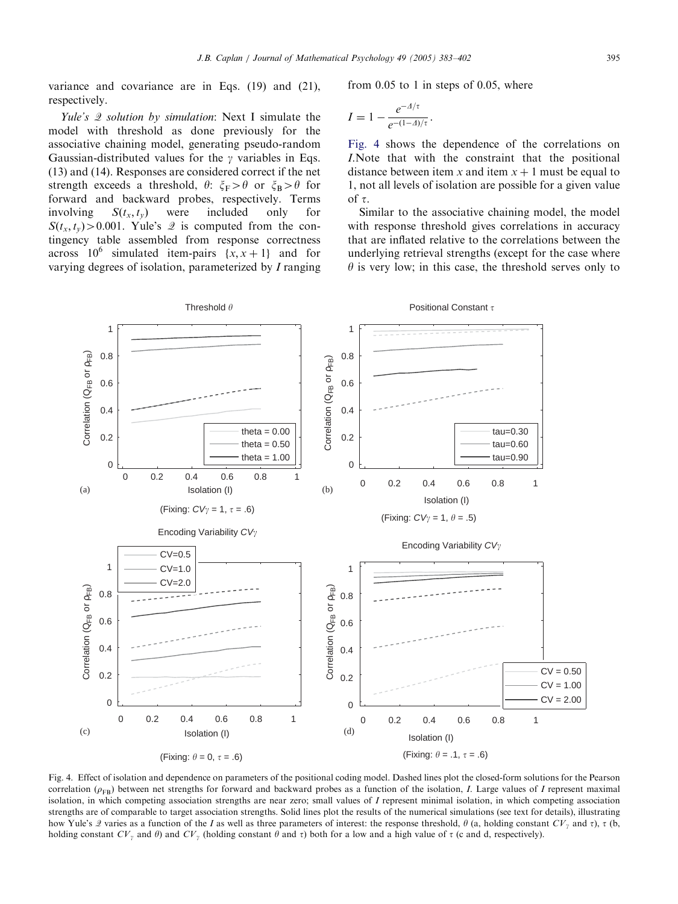variance and covariance are in Eqs. (19) and (21), respectively.

*Yule's $\mathcal{Q}$ solution by simulation*: Next I simulate the model with threshold as done previously for the associative chaining model, generating pseudo-random Gaussian-distributed values for the $\gamma$ variables in Eqs. (13) and (14). Responses are considered correct if the net strength exceeds a threshold, $\theta$: $\xi_F > \theta$ or $\xi_B > \theta$ for forward and backward probes, respectively. Terms involving $S(t_x, t_y)$ were included only for $S(t_x, t_y) > 0.001$. Yule's $\mathcal{Q}$ is computed from the contingency table assembled from response correctness across $10^6$ simulated item-pairs $\{x, x+1\}$ and for varying degrees of isolation, parameterized by $I$ ranging from 0.05 to 1 in steps of 0.05, where

$$I = 1 - \frac{e^{-\Delta/\tau}}{e^{-(1-\Delta)/\tau}}.$$

Fig. 4 shows the dependence of the correlations on $I$. Note that with the constraint that the positional distance between item $x$ and item $x+1$ must be equal to 1, not all levels of isolation are possible for a given value of $\tau$.

Similar to the associative chaining model, the model with response threshold gives correlations in accuracy that are inflated relative to the correlations between the underlying retrieval strengths (except for the case where $\theta$ is very low; in this case, the threshold serves only to

Fig. 4. Effect of isolation and dependence on parameters of the positional coding model. Dashed lines plot the closed-form solutions for the Pearson correlation ($\rho_{FB}$) between net strengths for forward and backward probes as a function of the isolation, $I$. Large values of $I$ represent maximal isolation, in which competing association strengths are near zero; small values of $I$ represent minimal isolation, in which competing association strengths are of comparable to target association strengths. Solid lines plot the results of the numerical simulations (see text for details), illustrating how Yule's $\mathcal{Q}$ varies as a function of the $I$ as well as three parameters of interest: the response threshold, $\theta$ (a, holding constant $CV_\gamma$ and $\tau$), $\tau$ (b, holding constant $CV_\gamma$ and $\theta$) and $CV_\gamma$ (holding constant $\theta$ and $\tau$) both for a low and a high value of $\tau$ (c and d, respectively).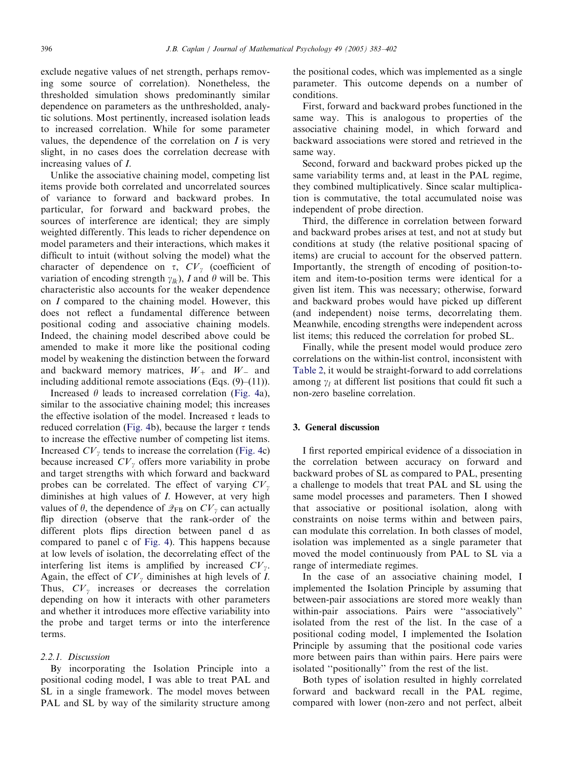exclude negative values of net strength, perhaps removing some source of correlation). Nonetheless, the thresholded simulation shows predominantly similar dependence on parameters as the unthresholded, analytic solutions. Most pertinently, increased isolation leads to increased correlation. While for some parameter values, the dependence of the correlation on $I$ is very slight, in no cases does the correlation decrease with increasing values of $I$.

Unlike the associative chaining model, competing list items provide both correlated and uncorrelated sources of variance to forward and backward probes. In particular, for forward and backward probes, the sources of interference are identical; they are simply weighted differently. This leads to richer dependence on model parameters and their interactions, which makes it difficult to intuit (without solving the model) what the character of dependence on $\tau$, $CV_\gamma$ (coefficient of variation of encoding strength $\gamma_{lk}$), $I$ and $\theta$ will be. This characteristic also accounts for the weaker dependence on $I$ compared to the chaining model. However, this does not reflect a fundamental difference between positional coding and associative chaining models. Indeed, the chaining model described above could be amended to make it more like the positional coding model by weakening the distinction between the forward and backward memory matrices, $W_+$ and $W_-$ and including additional remote associations (Eqs. (9)–(11)).

Increased $\theta$ leads to increased correlation (Fig. 4a), similar to the associative chaining model; this increases the effective isolation of the model. Increased $\tau$ leads to reduced correlation (Fig. 4b), because the larger $\tau$ tends to increase the effective number of competing list items. Increased $CV_\gamma$ tends to increase the correlation (Fig. 4c) because increased $CV_\gamma$ offers more variability in probe and target strengths with which forward and backward probes can be correlated. The effect of varying $CV_\gamma$ diminishes at high values of $I$. However, at very high values of $\theta$, the dependence of $\mathcal{Q}_{\mathrm{FB}}$ on $CV_\gamma$ can actually flip direction (observe that the rank-order of the different plots flips direction between panel d as compared to panel c of Fig. 4). This happens because at low levels of isolation, the decorrelating effect of the interfering list items is amplified by increased $CV_\gamma$. Again, the effect of $CV_\gamma$ diminishes at high levels of $I$. Thus, $CV_\gamma$ increases or decreases the correlation depending on how it interacts with other parameters and whether it introduces more effective variability into the probe and target terms or into the interference terms.

#### 2.2.1. Discussion

By incorporating the Isolation Principle into a positional coding model, I was able to treat PAL and SL in a single framework. The model moves between PAL and SL by way of the similarity structure among the positional codes, which was implemented as a single parameter. This outcome depends on a number of conditions.

First, forward and backward probes functioned in the same way. This is analogous to properties of the associative chaining model, in which forward and backward associations were stored and retrieved in the same way.

Second, forward and backward probes picked up the same variability terms and, at least in the PAL regime, they combined multiplicatively. Since scalar multiplication is commutative, the total accumulated noise was independent of probe direction.

Third, the difference in correlation between forward and backward probes arises at test, and not at study but conditions at study (the relative positional spacing of items) are crucial to account for the observed pattern. Importantly, the strength of encoding of position-to-item and item-to-position terms were identical for a given list item. This was necessary; otherwise, forward and backward probes would have picked up different (and independent) noise terms, decorrelating them. Meanwhile, encoding strengths were independent across list items; this reduced the correlation for probed SL.

Finally, while the present model would produce zero correlations on the within-list control, inconsistent with Table 2, it would be straight-forward to add correlations among $\gamma_l$ at different list positions that could fit such a non-zero baseline correlation.

## 3. General discussion

I first reported empirical evidence of a dissociation in the correlation between accuracy on forward and backward probes of SL as compared to PAL, presenting a challenge to models that treat PAL and SL using the same model processes and parameters. Then I showed that associative or positional isolation, along with constraints on noise terms within and between pairs, can modulate this correlation. In both classes of model, isolation was implemented as a single parameter that moved the model continuously from PAL to SL via a range of intermediate regimes.

In the case of an associative chaining model, I implemented the Isolation Principle by assuming that between-pair associations are stored more weakly than within-pair associations. Pairs were "associatively" isolated from the rest of the list. In the case of a positional coding model, I implemented the Isolation Principle by assuming that the positional code varies more between pairs than within pairs. Here pairs were isolated "positionally" from the rest of the list.

Both types of isolation resulted in highly correlated forward and backward recall in the PAL regime, compared with lower (non-zero and not perfect, albeit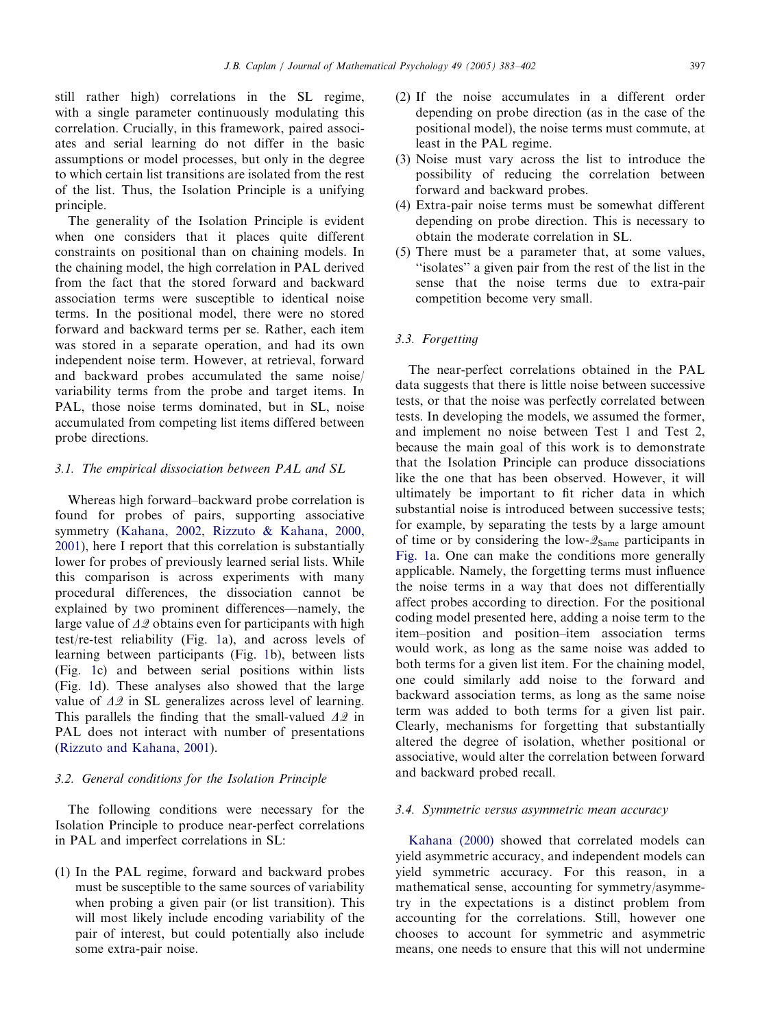still rather high) correlations in the SL regime, with a single parameter continuously modulating this correlation. Crucially, in this framework, paired associates and serial learning do not differ in the basic assumptions or model processes, but only in the degree to which certain list transitions are isolated from the rest of the list. Thus, the Isolation Principle is a unifying principle.

The generality of the Isolation Principle is evident when one considers that it places quite different constraints on positional than on chaining models. In the chaining model, the high correlation in PAL derived from the fact that the stored forward and backward association terms were susceptible to identical noise terms. In the positional model, there were no stored forward and backward terms per se. Rather, each item was stored in a separate operation, and had its own independent noise term. However, at retrieval, forward and backward probes accumulated the same noise/variability terms from the probe and target items. In PAL, those noise terms dominated, but in SL, noise accumulated from competing list items differed between probe directions.

### 3.1. The empirical dissociation between PAL and SL

Whereas high forward–backward probe correlation is found for probes of pairs, supporting associative symmetry (Kahana, 2002, Rizzuto & Kahana, 2000, 2001), here I report that this correlation is substantially lower for probes of previously learned serial lists. While this comparison is across experiments with many procedural differences, the dissociation cannot be explained by two prominent differences—namely, the large value of $\Delta\mathcal{Q}$ obtains even for participants with high test/re-test reliability (Fig. 1a), and across levels of learning between participants (Fig. 1b), between lists (Fig. 1c) and between serial positions within lists (Fig. 1d). These analyses also showed that the large value of $\Delta\mathcal{Q}$ in SL generalizes across level of learning. This parallels the finding that the small-valued $\Delta\mathcal{Q}$ in PAL does not interact with number of presentations (Rizzuto and Kahana, 2001).

### 3.2. General conditions for the Isolation Principle

The following conditions were necessary for the Isolation Principle to produce near-perfect correlations in PAL and imperfect correlations in SL:

1. In the PAL regime, forward and backward probes must be susceptible to the same sources of variability when probing a given pair (or list transition). This will most likely include encoding variability of the pair of interest, but could potentially also include some extra-pair noise.
2. If the noise accumulates in a different order depending on probe direction (as in the case of the positional model), the noise terms must commute, at least in the PAL regime.
3. Noise must vary across the list to introduce the possibility of reducing the correlation between forward and backward probes.
4. Extra-pair noise terms must be somewhat different depending on probe direction. This is necessary to obtain the moderate correlation in SL.
5. There must be a parameter that, at some values, "isolates" a given pair from the rest of the list in the sense that the noise terms due to extra-pair competition become very small.

### 3.3. Forgetting

The near-perfect correlations obtained in the PAL data suggests that there is little noise between successive tests, or that the noise was perfectly correlated between tests. In developing the models, we assumed the former, and implement no noise between Test 1 and Test 2, because the main goal of this work is to demonstrate that the Isolation Principle can produce dissociations like the one that has been observed. However, it will ultimately be important to fit richer data in which substantial noise is introduced between successive tests; for example, by separating the tests by a large amount of time or by considering the low-$\mathcal{Q}_{\text{Same}}$ participants in Fig. 1a. One can make the conditions more generally applicable. Namely, the forgetting terms must influence the noise terms in a way that does not differentially affect probes according to direction. For the positional coding model presented here, adding a noise term to the item–position and position–item association terms would work, as long as the same noise was added to both terms for a given list item. For the chaining model, one could similarly add noise to the forward and backward association terms, as long as the same noise term was added to both terms for a given list pair. Clearly, mechanisms for forgetting that substantially altered the degree of isolation, whether positional or associative, would alter the correlation between forward and backward probed recall.

### 3.4. Symmetric versus asymmetric mean accuracy

Kahana (2000) showed that correlated models can yield asymmetric accuracy, and independent models can yield symmetric accuracy. For this reason, in a mathematical sense, accounting for symmetry/asymmetry in the expectations is a distinct problem from accounting for the correlations. Still, however one chooses to account for symmetric and asymmetric means, one needs to ensure that this will not undermine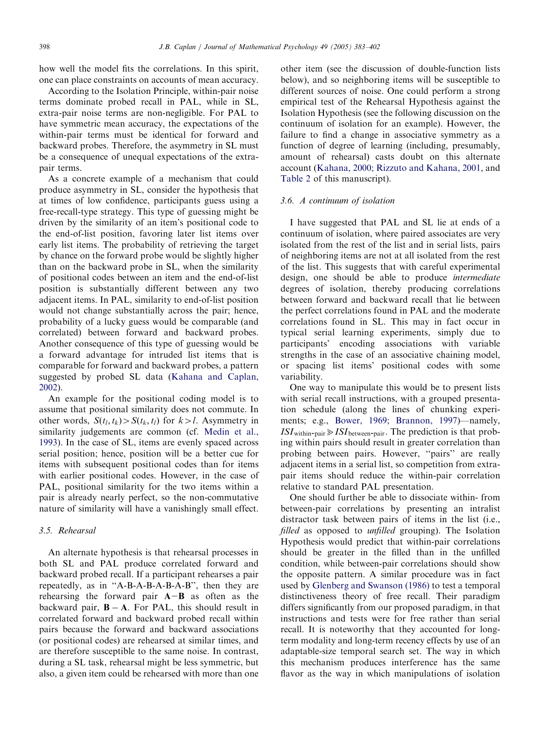how well the model fits the correlations. In this spirit, one can place constraints on accounts of mean accuracy.

According to the Isolation Principle, within-pair noise terms dominate probed recall in PAL, while in SL, extra-pair noise terms are non-negligible. For PAL to have symmetric mean accuracy, the expectations of the within-pair terms must be identical for forward and backward probes. Therefore, the asymmetry in SL must be a consequence of unequal expectations of the extra-pair terms.

As a concrete example of a mechanism that could produce asymmetry in SL, consider the hypothesis that at times of low confidence, participants guess using a free-recall-type strategy. This type of guessing might be driven by the similarity of an item's positional code to the end-of-list position, favoring later list items over early list items. The probability of retrieving the target by chance on the forward probe would be slightly higher than on the backward probe in SL, when the similarity of positional codes between an item and the end-of-list position is substantially different between any two adjacent items. In PAL, similarity to end-of-list position would not change substantially across the pair; hence, probability of a lucky guess would be comparable (and correlated) between forward and backward probes. Another consequence of this type of guessing would be a forward advantage for intruded list items that is comparable for forward and backward probes, a pattern suggested by probed SL data (Kahana and Caplan, 2002).

An example for the positional coding model is to assume that positional similarity does not commute. In other words, $S(t_l, t_k) > S(t_k, t_l)$ for $k > l$. Asymmetry in similarity judgements are common (cf. Medin et al., 1993). In the case of SL, items are evenly spaced across serial position; hence, position will be a better cue for items with subsequent positional codes than for items with earlier positional codes. However, in the case of PAL, positional similarity for the two items within a pair is already nearly perfect, so the non-commutative nature of similarity will have a vanishingly small effect.

### 3.5. Rehearsal

An alternate hypothesis is that rehearsal processes in both SL and PAL produce correlated forward and backward probed recall. If a participant rehearses a pair repeatedly, as in "A-B-A-B-A-B-A-B", then they are rehearsing the forward pair $\mathbf{A}-\mathbf{B}$ as often as the backward pair, $\mathbf{B}-\mathbf{A}$. For PAL, this should result in correlated forward and backward probed recall within pairs because the forward and backward associations (or positional codes) are rehearsed at similar times, and are therefore susceptible to the same noise. In contrast, during a SL task, rehearsal might be less symmetric, but also, a given item could be rehearsed with more than one other item (see the discussion of double-function lists below), and so neighboring items will be susceptible to different sources of noise. One could perform a strong empirical test of the Rehearsal Hypothesis against the Isolation Hypothesis (see the following discussion on the continuum of isolation for an example). However, the failure to find a change in associative symmetry as a function of degree of learning (including, presumably, amount of rehearsal) casts doubt on this alternate account (Kahana, 2000; Rizzuto and Kahana, 2001, and Table 2 of this manuscript).

### 3.6. A continuum of isolation

I have suggested that PAL and SL lie at ends of a continuum of isolation, where paired associates are very isolated from the rest of the list and in serial lists, pairs of neighboring items are not at all isolated from the rest of the list. This suggests that with careful experimental design, one should be able to produce *intermediate* degrees of isolation, thereby producing correlations between forward and backward recall that lie between the perfect correlations found in PAL and the moderate correlations found in SL. This may in fact occur in typical serial learning experiments, simply due to participants' encoding associations with variable strengths in the case of an associative chaining model, or spacing list items' positional codes with some variability.

One way to manipulate this would be to present lists with serial recall instructions, with a grouped presentation schedule (along the lines of chunking experiments; e.g., Bower, 1969; Brannon, 1997)—namely, $ISI_{\text{within-pair}} \gg ISI_{\text{between-pair}}$. The prediction is that probing within pairs should result in greater correlation than probing between pairs. However, "pairs" are really adjacent items in a serial list, so competition from extra-pair items should reduce the within-pair correlation relative to standard PAL presentation.

One should further be able to dissociate within- from between-pair correlations by presenting an intralist distractor task between pairs of items in the list (i.e., *filled* as opposed to *unfilled* grouping). The Isolation Hypothesis would predict that within-pair correlations should be greater in the filled than in the unfilled condition, while between-pair correlations should show the opposite pattern. A similar procedure was in fact used by Glenberg and Swanson (1986) to test a temporal distinctiveness theory of free recall. Their paradigm differs significantly from our proposed paradigm, in that instructions and tests were for free rather than serial recall. It is noteworthy that they accounted for long-term modality and long-term recency effects by use of an adaptable-size temporal search set. The way in which this mechanism produces interference has the same flavor as the way in which manipulations of isolation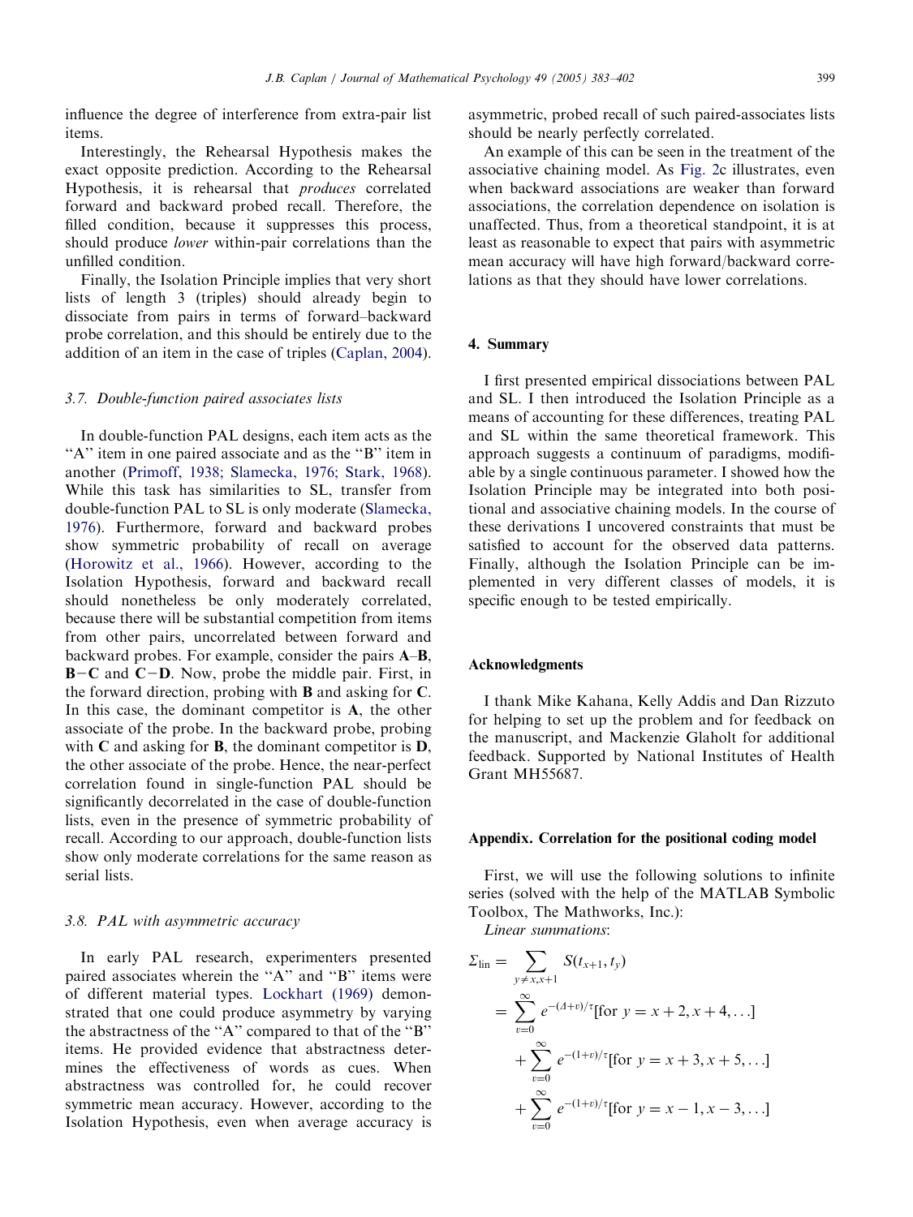influence the degree of interference from extra-pair list items.

Interestingly, the Rehearsal Hypothesis makes the exact opposite prediction. According to the Rehearsal Hypothesis, it is rehearsal that *produces* correlated forward and backward probed recall. Therefore, the filled condition, because it suppresses this process, should produce *lower* within-pair correlations than the unfilled condition.

Finally, the Isolation Principle implies that very short lists of length 3 (triples) should already begin to dissociate from pairs in terms of forward–backward probe correlation, and this should be entirely due to the addition of an item in the case of triples (Caplan, 2004).

### 3.7. Double-function paired associates lists

In double-function PAL designs, each item acts as the "A" item in one paired associate and as the "B" item in another (Primoff, 1938; Slamecka, 1976; Stark, 1968). While this task has similarities to SL, transfer from double-function PAL to SL is only moderate (Slamecka, 1976). Furthermore, forward and backward probes show symmetric probability of recall on average (Horowitz et al., 1966). However, according to the Isolation Hypothesis, forward and backward recall should nonetheless be only moderately correlated, because there will be substantial competition from items from other pairs, uncorrelated between forward and backward probes. For example, consider the pairs **A**–**B**, **B**−**C** and **C**−**D**. Now, probe the middle pair. First, in the forward direction, probing with **B** and asking for **C**. In this case, the dominant competitor is **A**, the other associate of the probe. In the backward probe, probing with **C** and asking for **B**, the dominant competitor is **D**, the other associate of the probe. Hence, the near-perfect correlation found in single-function PAL should be significantly decorrelated in the case of double-function lists, even in the presence of symmetric probability of recall. According to our approach, double-function lists show only moderate correlations for the same reason as serial lists.

### 3.8. PAL with asymmetric accuracy

In early PAL research, experimenters presented paired associates wherein the "A" and "B" items were of different material types. Lockhart (1969) demonstrated that one could produce asymmetry by varying the abstractness of the "A" compared to that of the "B" items. He provided evidence that abstractness determines the effectiveness of words as cues. When abstractness was controlled for, he could recover symmetric mean accuracy. However, according to the Isolation Hypothesis, even when average accuracy is asymmetric, probed recall of such paired-associates lists should be nearly perfectly correlated.

An example of this can be seen in the treatment of the associative chaining model. As Fig. 2c illustrates, even when backward associations are weaker than forward associations, the correlation dependence on isolation is unaffected. Thus, from a theoretical standpoint, it is at least as reasonable to expect that pairs with asymmetric mean accuracy will have high forward/backward correlations as that they should have lower correlations.

## 4. Summary

I first presented empirical dissociations between PAL and SL. I then introduced the Isolation Principle as a means of accounting for these differences, treating PAL and SL within the same theoretical framework. This approach suggests a continuum of paradigms, modifiable by a single continuous parameter. I showed how the Isolation Principle may be integrated into both positional and associative chaining models. In the course of these derivations I uncovered constraints that must be satisfied to account for the observed data patterns. Finally, although the Isolation Principle can be implemented in very different classes of models, it is specific enough to be tested empirically.

## Acknowledgments

I thank Mike Kahana, Kelly Addis and Dan Rizzuto for helping to set up the problem and for feedback on the manuscript, and Mackenzie Glaholt for additional feedback. Supported by National Institutes of Health Grant MH55687.

## Appendix. Correlation for the positional coding model

First, we will use the following solutions to infinite series (solved with the help of the MATLAB Symbolic Toolbox, The Mathworks, Inc.):

*Linear summations*:

$$
\begin{aligned}
\Sigma_{\text{lin}} &= \sum_{y \neq x, x+1} S(t_{x+1}, t_y) \\
&= \sum_{v=0}^{\infty} e^{-(\Delta+v)/\tau}[\text{for } y = x+2, x+4, \ldots] \\
&\quad + \sum_{v=0}^{\infty} e^{-(1+v)/\tau}[\text{for } y = x+3, x+5, \ldots] \\
&\quad + \sum_{v=0}^{\infty} e^{-(1+v)/\tau}[\text{for } y = x-1, x-3, \ldots]
\end{aligned}
$$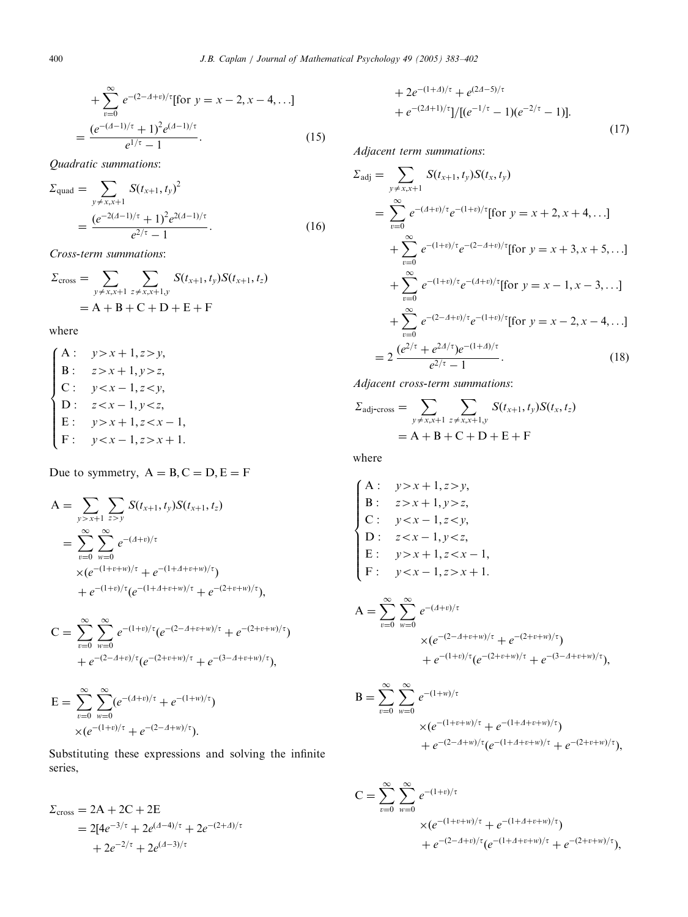$$+ \sum_{v=0}^{\infty} e^{-(2-\Delta+v)/\tau}[\text{for } y = x-2, x-4, \ldots]$$

$$= \frac{(e^{-(\Delta-1)/\tau}+1)^2 e^{(\Delta-1)/\tau}}{e^{1/\tau}-1}. \tag{15}$$

*Quadratic summations*:

$$\Sigma_{\text{quad}} = \sum_{y \neq x, x+1} S(t_{x+1}, t_y)^2 = \frac{(e^{-2(\Delta-1)/\tau}+1)^2 e^{2(\Delta-1)/\tau}}{e^{2/\tau}-1}. \tag{16}$$

*Cross-term summations*:

$$\Sigma_{\text{cross}} = \sum_{y \neq x, x+1} \sum_{z \neq x, x+1, y} S(t_{x+1}, t_y) S(t_{x+1}, t_z) = \text{A} + \text{B} + \text{C} + \text{D} + \text{E} + \text{F}$$

where

$$\begin{cases} \text{A}: & y > x+1, z > y, \\ \text{B}: & z > x+1, y > z, \\ \text{C}: & y < x-1, z < y, \\ \text{D}: & z < x-1, y < z, \\ \text{E}: & y > x+1, z < x-1, \\ \text{F}: & y < x-1, z > x+1. \end{cases}$$

Due to symmetry, $\text{A} = \text{B}, \text{C} = \text{D}, \text{E} = \text{F}$

$$\begin{aligned} \text{A} &= \sum_{y > x+1} \sum_{z > y} S(t_{x+1}, t_y) S(t_{x+1}, t_z) \\ &= \sum_{v=0}^{\infty} \sum_{w=0}^{\infty} e^{-(\Delta+v)/\tau} \\ &\quad \times (e^{-(1+v+w)/\tau} + e^{-(1+\Delta+v+w)/\tau}) \\ &\quad + e^{-(1+v)/\tau}(e^{-(1+\Delta+v+w)/\tau} + e^{-(2+v+w)/\tau}), \end{aligned}$$

$$\begin{aligned} \text{C} &= \sum_{v=0}^{\infty} \sum_{w=0}^{\infty} e^{-(1+v)/\tau}(e^{-(2-\Delta+v+w)/\tau} + e^{-(2+v+w)/\tau}) \\ &\quad + e^{-(2-\Delta+v)/\tau}(e^{-(2+v+w)/\tau} + e^{-(3-\Delta+v+w)/\tau}), \end{aligned}$$

$$\begin{aligned} \text{E} &= \sum_{v=0}^{\infty} \sum_{w=0}^{\infty} (e^{-(\Delta+v)/\tau} + e^{-(1+w)/\tau}) \\ &\quad \times (e^{-(1+v)/\tau} + e^{-(2-\Delta+w)/\tau}). \end{aligned}$$

Substituting these expressions and solving the infinite series,

$$\begin{aligned} \Sigma_{\text{cross}} &= 2\text{A} + 2\text{C} + 2\text{E} \\ &= 2[4e^{-3/\tau} + 2e^{(\Delta-4)/\tau} + 2e^{-(2+\Delta)/\tau} \\ &\quad + 2e^{-2/\tau} + 2e^{(\Delta-3)/\tau} \\ &\quad + 2e^{-(1+\Delta)/\tau} + e^{(2\Delta-5)/\tau} \\ &\quad + e^{-(2\Delta+1)/\tau}]/[(e^{-1/\tau}-1)(e^{-2/\tau}-1)]. \end{aligned} \tag{17}$$

*Adjacent term summations*:

$$\begin{aligned} \Sigma_{\text{adj}} &= \sum_{y \neq x, x+1} S(t_{x+1}, t_y) S(t_x, t_y) \\ &= \sum_{v=0}^{\infty} e^{-(\Delta+v)/\tau} e^{-(1+v)/\tau}[\text{for } y = x+2, x+4, \ldots] \\ &\quad + \sum_{v=0}^{\infty} e^{-(1+v)/\tau} e^{-(2-\Delta+v)/\tau}[\text{for } y = x+3, x+5, \ldots] \\ &\quad + \sum_{v=0}^{\infty} e^{-(1+v)/\tau} e^{-(\Delta+v)/\tau}[\text{for } y = x-1, x-3, \ldots] \\ &\quad + \sum_{v=0}^{\infty} e^{-(2-\Delta+v)/\tau} e^{-(1+v)/\tau}[\text{for } y = x-2, x-4, \ldots] \\ &= 2\,\frac{(e^{2/\tau} + e^{2\Delta/\tau})e^{-(1+\Delta)/\tau}}{e^{2/\tau}-1}. \end{aligned} \tag{18}$$

*Adjacent cross-term summations*:

$$\Sigma_{\text{adj-cross}} = \sum_{y \neq x, x+1} \sum_{z \neq x, x+1, y} S(t_{x+1}, t_y) S(t_x, t_z) = \text{A} + \text{B} + \text{C} + \text{D} + \text{E} + \text{F}$$

where

$$\begin{cases} \text{A}: & y > x+1, z > y, \\ \text{B}: & z > x+1, y > z, \\ \text{C}: & y < x-1, z < y, \\ \text{D}: & z < x-1, y < z, \\ \text{E}: & y > x+1, z < x-1, \\ \text{F}: & y < x-1, z > x+1. \end{cases}$$

$$\begin{aligned} \text{A} &= \sum_{v=0}^{\infty} \sum_{w=0}^{\infty} e^{-(\Delta+v)/\tau} \\ &\quad \times (e^{-(2-\Delta+v+w)/\tau} + e^{-(2+v+w)/\tau}) \\ &\quad + e^{-(1+v)/\tau}(e^{-(2+v+w)/\tau} + e^{-(3-\Delta+v+w)/\tau}), \end{aligned}$$

$$\begin{aligned} \text{B} &= \sum_{v=0}^{\infty} \sum_{w=0}^{\infty} e^{-(1+w)/\tau} \\ &\quad \times (e^{-(1+v+w)/\tau} + e^{-(1+\Delta+v+w)/\tau}) \\ &\quad + e^{-(2-\Delta+w)/\tau}(e^{-(1+\Delta+v+w)/\tau} + e^{-(2+v+w)/\tau}), \end{aligned}$$

$$\begin{aligned} \text{C} &= \sum_{v=0}^{\infty} \sum_{w=0}^{\infty} e^{-(1+v)/\tau} \\ &\quad \times (e^{-(1+v+w)/\tau} + e^{-(1+\Delta+v+w)/\tau}) \\ &\quad + e^{-(2-\Delta+v)/\tau}(e^{-(1+\Delta+v+w)/\tau} + e^{-(2+v+w)/\tau}), \end{aligned}$$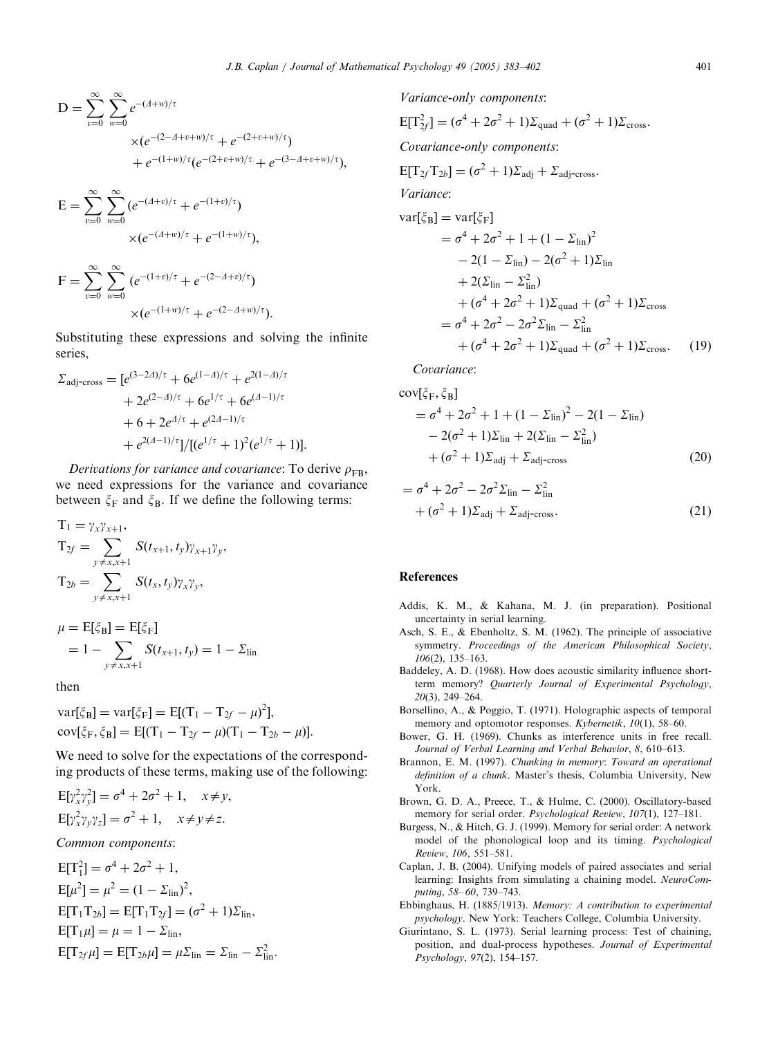$$
\begin{aligned}
\mathrm{D} = \sum_{v=0}^{\infty} \sum_{w=0}^{\infty} & e^{-(\Delta+w)/\tau} \\
& \times (e^{-(2-\Delta+v+w)/\tau} + e^{-(2+v+w)/\tau}) \\
& + e^{-(1+w)/\tau}(e^{-(2+v+w)/\tau} + e^{-(3-\Delta+v+w)/\tau}),
\end{aligned}
$$

$$
\begin{aligned}
\mathrm{E} = \sum_{v=0}^{\infty} \sum_{w=0}^{\infty} & (e^{-(\Delta+v)/\tau} + e^{-(1+v)/\tau}) \\
& \times (e^{-(\Delta+w)/\tau} + e^{-(1+w)/\tau}),
\end{aligned}
$$

$$
\begin{aligned}
\mathrm{F} = \sum_{v=0}^{\infty} \sum_{w=0}^{\infty} & (e^{-(1+v)/\tau} + e^{-(2-\Delta+v)/\tau}) \\
& \times (e^{-(1+w)/\tau} + e^{-(2-\Delta+w)/\tau}).
\end{aligned}
$$

Substituting these expressions and solving the infinite series,

$$
\begin{aligned}
\Sigma_{\text{adj-cross}} = & [e^{(3-2\Delta)/\tau} + 6e^{(1-\Delta)/\tau} + e^{2(1-\Delta)/\tau} \\
& + 2e^{(2-\Delta)/\tau} + 6e^{1/\tau} + 6e^{(\Delta-1)/\tau} \\
& + 6 + 2e^{\Delta/\tau} + e^{(2\Delta-1)/\tau} \\
& + e^{2(\Delta-1)/\tau}]/[(e^{1/\tau} + 1)^2(e^{1/\tau} + 1)].
\end{aligned}
$$

*Derivations for variance and covariance*: To derive $\rho_{\mathrm{FB}}$, we need expressions for the variance and covariance between $\xi_{\mathrm{F}}$ and $\xi_{\mathrm{B}}$. If we define the following terms:

$$
\begin{aligned}
\mathrm{T}_1 &= \gamma_x \gamma_{x+1}, \\
\mathrm{T}_{2f} &= \sum_{y \neq x, x+1} S(t_{x+1}, t_y)\gamma_{x+1}\gamma_y, \\
\mathrm{T}_{2b} &= \sum_{y \neq x, x+1} S(t_x, t_y)\gamma_x \gamma_y,
\end{aligned}
$$

$$
\begin{aligned}
\mu &= \mathrm{E}[\xi_{\mathrm{B}}] = \mathrm{E}[\xi_{\mathrm{F}}] \\
&= 1 - \sum_{y \neq x, x+1} S(t_{x+1}, t_y) = 1 - \Sigma_{\text{lin}}
\end{aligned}
$$

then

$$
\begin{aligned}
&\mathrm{var}[\xi_{\mathrm{B}}] = \mathrm{var}[\xi_{\mathrm{F}}] = \mathrm{E}[(\mathrm{T}_1 - \mathrm{T}_{2f} - \mu)^2], \\
&\mathrm{cov}[\xi_{\mathrm{F}}, \xi_{\mathrm{B}}] = \mathrm{E}[(\mathrm{T}_1 - \mathrm{T}_{2f} - \mu)(\mathrm{T}_1 - \mathrm{T}_{2b} - \mu)].
\end{aligned}
$$

We need to solve for the expectations of the corresponding products of these terms, making use of the following:

$$
\begin{aligned}
&\mathrm{E}[\gamma_x^2 \gamma_y^2] = \sigma^4 + 2\sigma^2 + 1, \quad x \neq y, \\
&\mathrm{E}[\gamma_x^2 \gamma_y \gamma_z] = \sigma^2 + 1, \quad x \neq y \neq z.
\end{aligned}
$$

*Common components*:

$$
\begin{aligned}
&\mathrm{E}[\mathrm{T}_1^2] = \sigma^4 + 2\sigma^2 + 1, \\
&\mathrm{E}[\mu^2] = \mu^2 = (1 - \Sigma_{\text{lin}})^2, \\
&\mathrm{E}[\mathrm{T}_1 \mathrm{T}_{2b}] = \mathrm{E}[\mathrm{T}_1 \mathrm{T}_{2f}] = (\sigma^2 + 1)\Sigma_{\text{lin}}, \\
&\mathrm{E}[\mathrm{T}_1 \mu] = \mu = 1 - \Sigma_{\text{lin}}, \\
&\mathrm{E}[\mathrm{T}_{2f} \mu] = \mathrm{E}[\mathrm{T}_{2b} \mu] = \mu \Sigma_{\text{lin}} = \Sigma_{\text{lin}} - \Sigma_{\text{lin}}^2.
\end{aligned}
$$

*Variance-only components*:

$$
\mathrm{E}[\mathrm{T}_{2f}^2] = (\sigma^4 + 2\sigma^2 + 1)\Sigma_{\text{quad}} + (\sigma^2 + 1)\Sigma_{\text{cross}}.
$$

*Covariance-only components*:

$$
\mathrm{E}[\mathrm{T}_{2f}\mathrm{T}_{2b}] = (\sigma^2 + 1)\Sigma_{\text{adj}} + \Sigma_{\text{adj-cross}}.
$$

*Variance*:

$$
\begin{aligned}
\mathrm{var}[\xi_{\mathrm{B}}] &= \mathrm{var}[\xi_{\mathrm{F}}] \\
&= \sigma^4 + 2\sigma^2 + 1 + (1 - \Sigma_{\text{lin}})^2 \\
&\quad - 2(1 - \Sigma_{\text{lin}}) - 2(\sigma^2 + 1)\Sigma_{\text{lin}} \\
&\quad + 2(\Sigma_{\text{lin}} - \Sigma_{\text{lin}}^2) \\
&\quad + (\sigma^4 + 2\sigma^2 + 1)\Sigma_{\text{quad}} + (\sigma^2 + 1)\Sigma_{\text{cross}} \\
&= \sigma^4 + 2\sigma^2 - 2\sigma^2\Sigma_{\text{lin}} - \Sigma_{\text{lin}}^2 \\
&\quad + (\sigma^4 + 2\sigma^2 + 1)\Sigma_{\text{quad}} + (\sigma^2 + 1)\Sigma_{\text{cross}}. \qquad (19)
\end{aligned}
$$

*Covariance*:

$$
\begin{aligned}
&\mathrm{cov}[\xi_{\mathrm{F}}, \xi_{\mathrm{B}}] \\
&\quad = \sigma^4 + 2\sigma^2 + 1 + (1 - \Sigma_{\text{lin}})^2 - 2(1 - \Sigma_{\text{lin}}) \\
&\qquad - 2(\sigma^2 + 1)\Sigma_{\text{lin}} + 2(\Sigma_{\text{lin}} - \Sigma_{\text{lin}}^2) \\
&\qquad + (\sigma^2 + 1)\Sigma_{\text{adj}} + \Sigma_{\text{adj-cross}} \qquad (20)
\end{aligned}
$$

$$
\begin{aligned}
&= \sigma^4 + 2\sigma^2 - 2\sigma^2\Sigma_{\text{lin}} - \Sigma_{\text{lin}}^2 \\
&\quad + (\sigma^2 + 1)\Sigma_{\text{adj}} + \Sigma_{\text{adj-cross}}. \qquad (21)
\end{aligned}
$$

## References

Addis, K. M., & Kahana, M. J. (in preparation). Positional uncertainty in serial learning.

Asch, S. E., & Ebenholtz, S. M. (1962). The principle of associative symmetry. *Proceedings of the American Philosophical Society*, *106*(2), 135–163.

Baddeley, A. D. (1968). How does acoustic similarity influence short-term memory? *Quarterly Journal of Experimental Psychology*, *20*(3), 249–264.

Borsellino, A., & Poggio, T. (1971). Holographic aspects of temporal memory and optomotor responses. *Kybernetik*, *10*(1), 58–60.

Bower, G. H. (1969). Chunks as interference units in free recall. *Journal of Verbal Learning and Verbal Behavior*, *8*, 610–613.

Brannon, E. M. (1997). *Chunking in memory: Toward an operational definition of a chunk*. Master's thesis, Columbia University, New York.

Brown, G. D. A., Preece, T., & Hulme, C. (2000). Oscillatory-based memory for serial order. *Psychological Review*, *107*(1), 127–181.

Burgess, N., & Hitch, G. J. (1999). Memory for serial order: A network model of the phonological loop and its timing. *Psychological Review*, *106*, 551–581.

Caplan, J. B. (2004). Unifying models of paired associates and serial learning: Insights from simulating a chaining model. *NeuroComputing*, *58–60*, 739–743.

Ebbinghaus, H. (1885/1913). *Memory: A contribution to experimental psychology*. New York: Teachers College, Columbia University.

Giurintano, S. L. (1973). Serial learning process: Test of chaining, position, and dual-process hypotheses. *Journal of Experimental Psychology*, *97*(2), 154–157.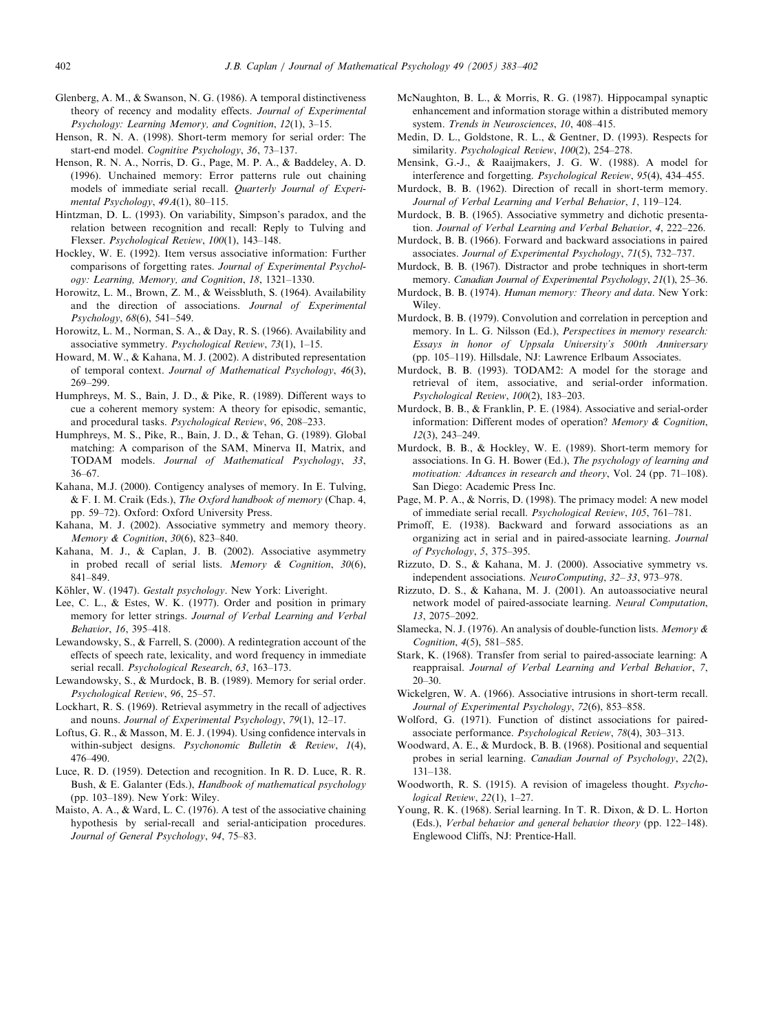Glenberg, A. M., & Swanson, N. G. (1986). A temporal distinctiveness theory of recency and modality effects. *Journal of Experimental Psychology: Learning Memory, and Cognition*, *12*(1), 3–15.

Henson, R. N. A. (1998). Short-term memory for serial order: The start-end model. *Cognitive Psychology*, *36*, 73–137.

Henson, R. N. A., Norris, D. G., Page, M. P. A., & Baddeley, A. D. (1996). Unchained memory: Error patterns rule out chaining models of immediate serial recall. *Quarterly Journal of Experimental Psychology*, *49A*(1), 80–115.

Hintzman, D. L. (1993). On variability, Simpson's paradox, and the relation between recognition and recall: Reply to Tulving and Flexser. *Psychological Review*, *100*(1), 143–148.

Hockley, W. E. (1992). Item versus associative information: Further comparisons of forgetting rates. *Journal of Experimental Psychology: Learning, Memory, and Cognition*, *18*, 1321–1330.

Horowitz, L. M., Brown, Z. M., & Weissbluth, S. (1964). Availability and the direction of associations. *Journal of Experimental Psychology*, *68*(6), 541–549.

Horowitz, L. M., Norman, S. A., & Day, R. S. (1966). Availability and associative symmetry. *Psychological Review*, *73*(1), 1–15.

Howard, M. W., & Kahana, M. J. (2002). A distributed representation of temporal context. *Journal of Mathematical Psychology*, *46*(3), 269–299.

Humphreys, M. S., Bain, J. D., & Pike, R. (1989). Different ways to cue a coherent memory system: A theory for episodic, semantic, and procedural tasks. *Psychological Review*, *96*, 208–233.

Humphreys, M. S., Pike, R., Bain, J. D., & Tehan, G. (1989). Global matching: A comparison of the SAM, Minerva II, Matrix, and TODAM models. *Journal of Mathematical Psychology*, *33*, 36–67.

Kahana, M.J. (2000). Contigency analyses of memory. In E. Tulving, & F. I. M. Craik (Eds.), *The Oxford handbook of memory* (Chap. 4, pp. 59–72). Oxford: Oxford University Press.

Kahana, M. J. (2002). Associative symmetry and memory theory. *Memory & Cognition*, *30*(6), 823–840.

Kahana, M. J., & Caplan, J. B. (2002). Associative asymmetry in probed recall of serial lists. *Memory & Cognition*, *30*(6), 841–849.

Köhler, W. (1947). *Gestalt psychology*. New York: Liveright.

Lee, C. L., & Estes, W. K. (1977). Order and position in primary memory for letter strings. *Journal of Verbal Learning and Verbal Behavior*, *16*, 395–418.

Lewandowsky, S., & Farrell, S. (2000). A redintegration account of the effects of speech rate, lexicality, and word frequency in immediate serial recall. *Psychological Research*, *63*, 163–173.

Lewandowsky, S., & Murdock, B. B. (1989). Memory for serial order. *Psychological Review*, *96*, 25–57.

Lockhart, R. S. (1969). Retrieval asymmetry in the recall of adjectives and nouns. *Journal of Experimental Psychology*, *79*(1), 12–17.

Loftus, G. R., & Masson, M. E. J. (1994). Using confidence intervals in within-subject designs. *Psychonomic Bulletin & Review*, *1*(4), 476–490.

Luce, R. D. (1959). Detection and recognition. In R. D. Luce, R. R. Bush, & E. Galanter (Eds.), *Handbook of mathematical psychology* (pp. 103–189). New York: Wiley.

Maisto, A. A., & Ward, L. C. (1976). A test of the associative chaining hypothesis by serial-recall and serial-anticipation procedures. *Journal of General Psychology*, *94*, 75–83.

McNaughton, B. L., & Morris, R. G. (1987). Hippocampal synaptic enhancement and information storage within a distributed memory system. *Trends in Neurosciences*, *10*, 408–415.

Medin, D. L., Goldstone, R. L., & Gentner, D. (1993). Respects for similarity. *Psychological Review*, *100*(2), 254–278.

Mensink, G.-J., & Raaijmakers, J. G. W. (1988). A model for interference and forgetting. *Psychological Review*, *95*(4), 434–455.

Murdock, B. B. (1962). Direction of recall in short-term memory. *Journal of Verbal Learning and Verbal Behavior*, *1*, 119–124.

Murdock, B. B. (1965). Associative symmetry and dichotic presentation. *Journal of Verbal Learning and Verbal Behavior*, *4*, 222–226.

Murdock, B. B. (1966). Forward and backward associations in paired associates. *Journal of Experimental Psychology*, *71*(5), 732–737.

Murdock, B. B. (1967). Distractor and probe techniques in short-term memory. *Canadian Journal of Experimental Psychology*, *21*(1), 25–36.

Murdock, B. B. (1974). *Human memory: Theory and data*. New York: Wiley.

Murdock, B. B. (1979). Convolution and correlation in perception and memory. In L. G. Nilsson (Ed.), *Perspectives in memory research: Essays in honor of Uppsala University's 500th Anniversary* (pp. 105–119). Hillsdale, NJ: Lawrence Erlbaum Associates.

Murdock, B. B. (1993). TODAM2: A model for the storage and retrieval of item, associative, and serial-order information. *Psychological Review*, *100*(2), 183–203.

Murdock, B. B., & Franklin, P. E. (1984). Associative and serial-order information: Different modes of operation? *Memory & Cognition*, *12*(3), 243–249.

Murdock, B. B., & Hockley, W. E. (1989). Short-term memory for associations. In G. H. Bower (Ed.), *The psychology of learning and motivation: Advances in research and theory*, Vol. 24 (pp. 71–108). San Diego: Academic Press Inc.

Page, M. P. A., & Norris, D. (1998). The primacy model: A new model of immediate serial recall. *Psychological Review*, *105*, 761–781.

Primoff, E. (1938). Backward and forward associations as an organizing act in serial and in paired-associate learning. *Journal of Psychology*, *5*, 375–395.

Rizzuto, D. S., & Kahana, M. J. (2000). Associative symmetry vs. independent associations. *NeuroComputing*, *32–33*, 973–978.

Rizzuto, D. S., & Kahana, M. J. (2001). An autoassociative neural network model of paired-associate learning. *Neural Computation*, *13*, 2075–2092.

Slamecka, N. J. (1976). An analysis of double-function lists. *Memory & Cognition*, *4*(5), 581–585.

Stark, K. (1968). Transfer from serial to paired-associate learning: A reappraisal. *Journal of Verbal Learning and Verbal Behavior*, *7*, 20–30.

Wickelgren, W. A. (1966). Associative intrusions in short-term recall. *Journal of Experimental Psychology*, *72*(6), 853–858.

Wolford, G. (1971). Function of distinct associations for paired-associate performance. *Psychological Review*, *78*(4), 303–313.

Woodward, A. E., & Murdock, B. B. (1968). Positional and sequential probes in serial learning. *Canadian Journal of Psychology*, *22*(2), 131–138.

Woodworth, R. S. (1915). A revision of imageless thought. *Psychological Review*, *22*(1), 1–27.

Young, R. K. (1968). Serial learning. In T. R. Dixon, & D. L. Horton (Eds.), *Verbal behavior and general behavior theory* (pp. 122–148). Englewood Cliffs, NJ: Prentice-Hall.